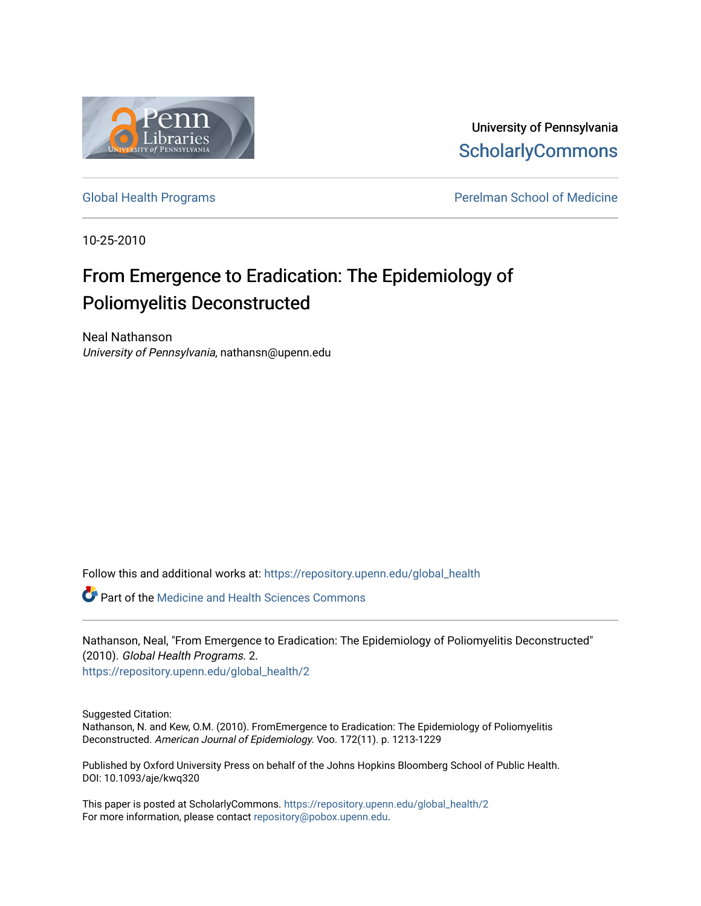University of Pennsylvania
ScholarlyCommons

Global Health Programs — Perelman School of Medicine

10-25-2010

# From Emergence to Eradication: The Epidemiology of Poliomyelitis Deconstructed

Neal Nathanson
*University of Pennsylvania*, nathansn@upenn.edu

Follow this and additional works at: https://repository.upenn.edu/global_health

Part of the Medicine and Health Sciences Commons

Nathanson, Neal, "From Emergence to Eradication: The Epidemiology of Poliomyelitis Deconstructed" (2010). *Global Health Programs*. 2.
https://repository.upenn.edu/global_health/2

Suggested Citation:
Nathanson, N. and Kew, O.M. (2010). FromEmergence to Eradication: The Epidemiology of Poliomyelitis Deconstructed. *American Journal of Epidemiology.* Voo. 172(11). p. 1213-1229

Published by Oxford University Press on behalf of the Johns Hopkins Bloomberg School of Public Health.
DOI: 10.1093/aje/kwq320

This paper is posted at ScholarlyCommons. https://repository.upenn.edu/global_health/2
For more information, please contact repository@pobox.upenn.edu.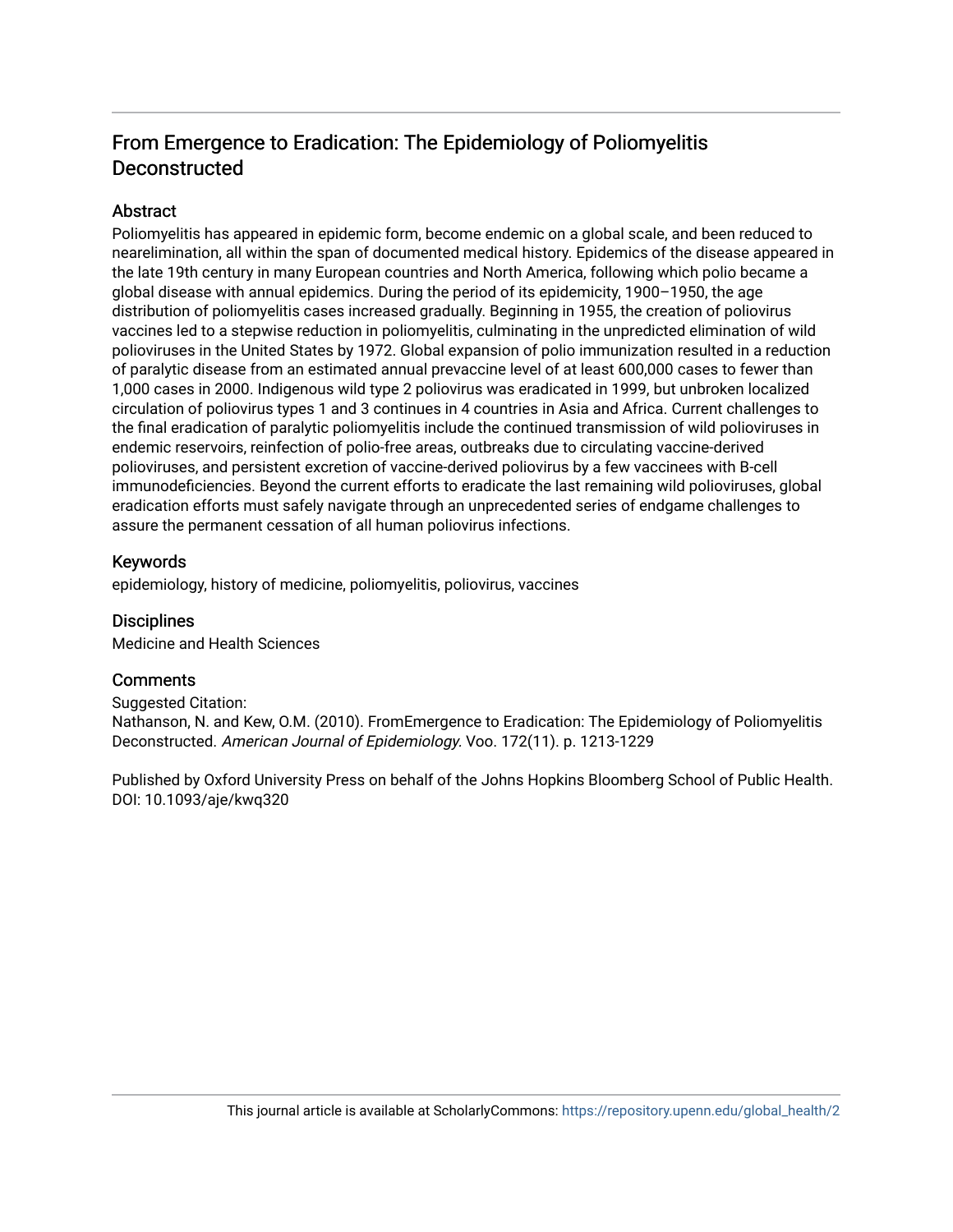# From Emergence to Eradication: The Epidemiology of Poliomyelitis Deconstructed

## Abstract

Poliomyelitis has appeared in epidemic form, become endemic on a global scale, and been reduced to nearelimination, all within the span of documented medical history. Epidemics of the disease appeared in the late 19th century in many European countries and North America, following which polio became a global disease with annual epidemics. During the period of its epidemicity, 1900–1950, the age distribution of poliomyelitis cases increased gradually. Beginning in 1955, the creation of poliovirus vaccines led to a stepwise reduction in poliomyelitis, culminating in the unpredicted elimination of wild polioviruses in the United States by 1972. Global expansion of polio immunization resulted in a reduction of paralytic disease from an estimated annual prevaccine level of at least 600,000 cases to fewer than 1,000 cases in 2000. Indigenous wild type 2 poliovirus was eradicated in 1999, but unbroken localized circulation of poliovirus types 1 and 3 continues in 4 countries in Asia and Africa. Current challenges to the final eradication of paralytic poliomyelitis include the continued transmission of wild polioviruses in endemic reservoirs, reinfection of polio-free areas, outbreaks due to circulating vaccine-derived polioviruses, and persistent excretion of vaccine-derived poliovirus by a few vaccinees with B-cell immunodeficiencies. Beyond the current efforts to eradicate the last remaining wild polioviruses, global eradication efforts must safely navigate through an unprecedented series of endgame challenges to assure the permanent cessation of all human poliovirus infections.

## Keywords

epidemiology, history of medicine, poliomyelitis, poliovirus, vaccines

## Disciplines

Medicine and Health Sciences

## Comments

Suggested Citation:
Nathanson, N. and Kew, O.M. (2010). FromEmergence to Eradication: The Epidemiology of Poliomyelitis Deconstructed. *American Journal of Epidemiology.* Voo. 172(11). p. 1213-1229

Published by Oxford University Press on behalf of the Johns Hopkins Bloomberg School of Public Health. DOI: 10.1093/aje/kwq320

This journal article is available at ScholarlyCommons: https://repository.upenn.edu/global_health/2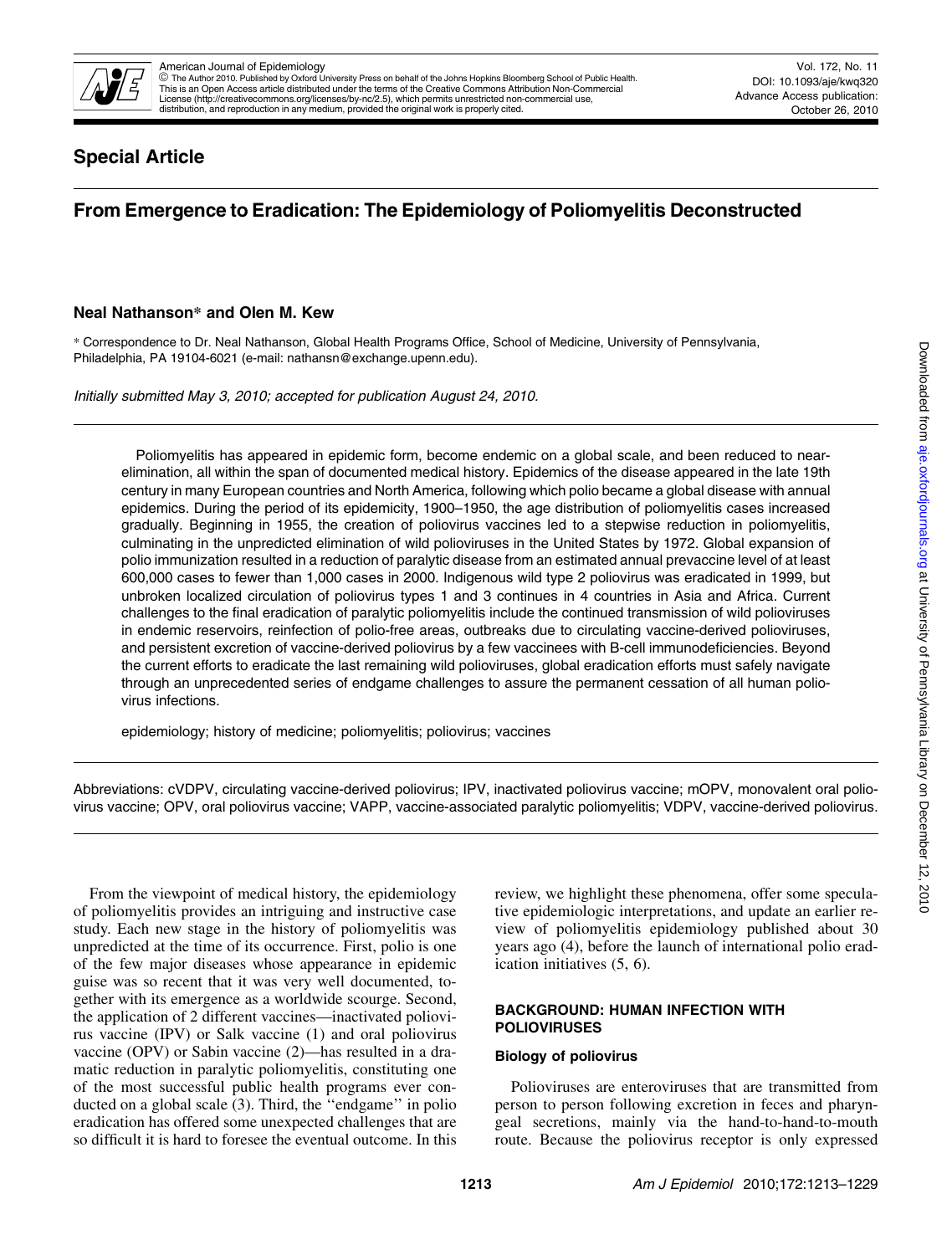## Special Article

# From Emergence to Eradication: The Epidemiology of Poliomyelitis Deconstructed

**Neal Nathanson* and Olen M. Kew**

* Correspondence to Dr. Neal Nathanson, Global Health Programs Office, School of Medicine, University of Pennsylvania, Philadelphia, PA 19104-6021 (e-mail: nathansn@exchange.upenn.edu).

*Initially submitted May 3, 2010; accepted for publication August 24, 2010.*

Poliomyelitis has appeared in epidemic form, become endemic on a global scale, and been reduced to near-elimination, all within the span of documented medical history. Epidemics of the disease appeared in the late 19th century in many European countries and North America, following which polio became a global disease with annual epidemics. During the period of its epidemicity, 1900–1950, the age distribution of poliomyelitis cases increased gradually. Beginning in 1955, the creation of poliovirus vaccines led to a stepwise reduction in poliomyelitis, culminating in the unpredicted elimination of wild polioviruses in the United States by 1972. Global expansion of polio immunization resulted in a reduction of paralytic disease from an estimated annual prevaccine level of at least 600,000 cases to fewer than 1,000 cases in 2000. Indigenous wild type 2 poliovirus was eradicated in 1999, but unbroken localized circulation of poliovirus types 1 and 3 continues in 4 countries in Asia and Africa. Current challenges to the final eradication of paralytic poliomyelitis include the continued transmission of wild polioviruses in endemic reservoirs, reinfection of polio-free areas, outbreaks due to circulating vaccine-derived polioviruses, and persistent excretion of vaccine-derived poliovirus by a few vaccinees with B-cell immunodeficiencies. Beyond the current efforts to eradicate the last remaining wild polioviruses, global eradication efforts must safely navigate through an unprecedented series of endgame challenges to assure the permanent cessation of all human poliovirus infections.

epidemiology; history of medicine; poliomyelitis; poliovirus; vaccines

Abbreviations: cVDPV, circulating vaccine-derived poliovirus; IPV, inactivated poliovirus vaccine; mOPV, monovalent oral poliovirus vaccine; OPV, oral poliovirus vaccine; VAPP, vaccine-associated paralytic poliomyelitis; VDPV, vaccine-derived poliovirus.

From the viewpoint of medical history, the epidemiology of poliomyelitis provides an intriguing and instructive case study. Each new stage in the history of poliomyelitis was unpredicted at the time of its occurrence. First, polio is one of the few major diseases whose appearance in epidemic guise was so recent that it was very well documented, together with its emergence as a worldwide scourge. Second, the application of 2 different vaccines—inactivated poliovirus vaccine (IPV) or Salk vaccine (1) and oral poliovirus vaccine (OPV) or Sabin vaccine (2)—has resulted in a dramatic reduction in paralytic poliomyelitis, constituting one of the most successful public health programs ever conducted on a global scale (3). Third, the "endgame" in polio eradication has offered some unexpected challenges that are so difficult it is hard to foresee the eventual outcome. In this review, we highlight these phenomena, offer some speculative epidemiologic interpretations, and update an earlier review of poliomyelitis epidemiology published about 30 years ago (4), before the launch of international polio eradication initiatives (5, 6).

## BACKGROUND: HUMAN INFECTION WITH POLIOVIRUSES

### Biology of poliovirus

Polioviruses are enteroviruses that are transmitted from person to person following excretion in feces and pharyngeal secretions, mainly via the hand-to-hand-to-mouth route. Because the poliovirus receptor is only expressed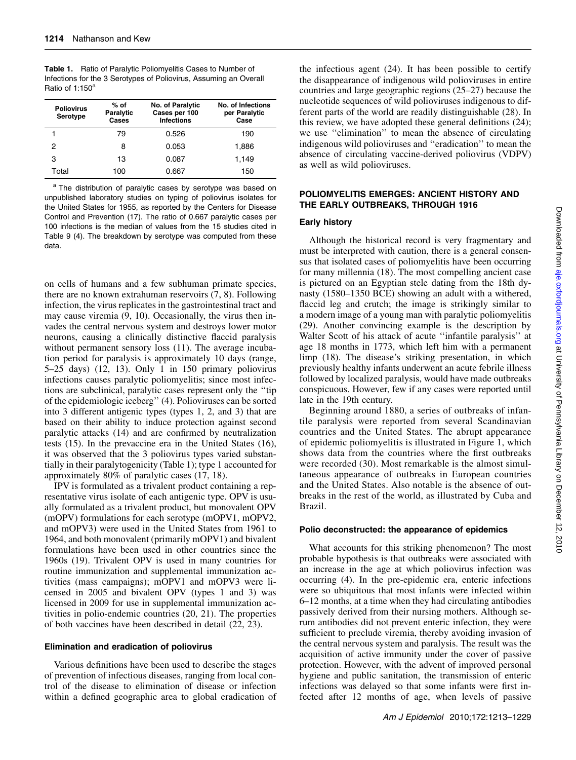**Table 1.** Ratio of Paralytic Poliomyelitis Cases to Number of Infections for the 3 Serotypes of Poliovirus, Assuming an Overall Ratio of 1:150[a]

| Poliovirus Serotype | % of Paralytic Cases | No. of Paralytic Cases per 100 Infections | No. of Infections per Paralytic Case |
|---|---|---|---|
| 1 | 79 | 0.526 | 190 |
| 2 | 8 | 0.053 | 1,886 |
| 3 | 13 | 0.087 | 1,149 |
| Total | 100 | 0.667 | 150 |

[a] The distribution of paralytic cases by serotype was based on unpublished laboratory studies on typing of poliovirus isolates for the United States for 1955, as reported by the Centers for Disease Control and Prevention (17). The ratio of 0.667 paralytic cases per 100 infections is the median of values from the 15 studies cited in Table 9 (4). The breakdown by serotype was computed from these data.

on cells of humans and a few subhuman primate species, there are no known extrahuman reservoirs (7, 8). Following infection, the virus replicates in the gastrointestinal tract and may cause viremia (9, 10). Occasionally, the virus then invades the central nervous system and destroys lower motor neurons, causing a clinically distinctive flaccid paralysis without permanent sensory loss (11). The average incubation period for paralysis is approximately 10 days (range, 5–25 days) (12, 13). Only 1 in 150 primary poliovirus infections causes paralytic poliomyelitis; since most infections are subclinical, paralytic cases represent only the ''tip of the epidemiologic iceberg'' (4). Polioviruses can be sorted into 3 different antigenic types (types 1, 2, and 3) that are based on their ability to induce protection against second paralytic attacks (14) and are confirmed by neutralization tests (15). In the prevaccine era in the United States (16), it was observed that the 3 poliovirus types varied substantially in their paralytogenicity (Table 1); type 1 accounted for approximately 80% of paralytic cases (17, 18).

IPV is formulated as a trivalent product containing a representative virus isolate of each antigenic type. OPV is usually formulated as a trivalent product, but monovalent OPV (mOPV) formulations for each serotype (mOPV1, mOPV2, and mOPV3) were used in the United States from 1961 to 1964, and both monovalent (primarily mOPV1) and bivalent formulations have been used in other countries since the 1960s (19). Trivalent OPV is used in many countries for routine immunization and supplemental immunization activities (mass campaigns); mOPV1 and mOPV3 were licensed in 2005 and bivalent OPV (types 1 and 3) was licensed in 2009 for use in supplemental immunization activities in polio-endemic countries (20, 21). The properties of both vaccines have been described in detail (22, 23).

### Elimination and eradication of poliovirus

Various definitions have been used to describe the stages of prevention of infectious diseases, ranging from local control of the disease to elimination of disease or infection within a defined geographic area to global eradication of the infectious agent (24). It has been possible to certify the disappearance of indigenous wild polioviruses in entire countries and large geographic regions (25–27) because the nucleotide sequences of wild polioviruses indigenous to different parts of the world are readily distinguishable (28). In this review, we have adopted these general definitions (24); we use ''elimination'' to mean the absence of circulating indigenous wild polioviruses and ''eradication'' to mean the absence of circulating vaccine-derived poliovirus (VDPV) as well as wild polioviruses.

## POLIOMYELITIS EMERGES: ANCIENT HISTORY AND THE EARLY OUTBREAKS, THROUGH 1916

### Early history

Although the historical record is very fragmentary and must be interpreted with caution, there is a general consensus that isolated cases of poliomyelitis have been occurring for many millennia (18). The most compelling ancient case is pictured on an Egyptian stele dating from the 18th dynasty (1580–1350 BCE) showing an adult with a withered, flaccid leg and crutch; the image is strikingly similar to a modern image of a young man with paralytic poliomyelitis (29). Another convincing example is the description by Walter Scott of his attack of acute ''infantile paralysis'' at age 18 months in 1773, which left him with a permanent limp (18). The disease's striking presentation, in which previously healthy infants underwent an acute febrile illness followed by localized paralysis, would have made outbreaks conspicuous. However, few if any cases were reported until late in the 19th century.

Beginning around 1880, a series of outbreaks of infantile paralysis were reported from several Scandinavian countries and the United States. The abrupt appearance of epidemic poliomyelitis is illustrated in Figure 1, which shows data from the countries where the first outbreaks were recorded (30). Most remarkable is the almost simultaneous appearance of outbreaks in European countries and the United States. Also notable is the absence of outbreaks in the rest of the world, as illustrated by Cuba and Brazil.

### Polio deconstructed: the appearance of epidemics

What accounts for this striking phenomenon? The most probable hypothesis is that outbreaks were associated with an increase in the age at which poliovirus infection was occurring (4). In the pre-epidemic era, enteric infections were so ubiquitous that most infants were infected within 6–12 months, at a time when they had circulating antibodies passively derived from their nursing mothers. Although serum antibodies did not prevent enteric infection, they were sufficient to preclude viremia, thereby avoiding invasion of the central nervous system and paralysis. The result was the acquisition of active immunity under the cover of passive protection. However, with the advent of improved personal hygiene and public sanitation, the transmission of enteric infections was delayed so that some infants were first infected after 12 months of age, when levels of passive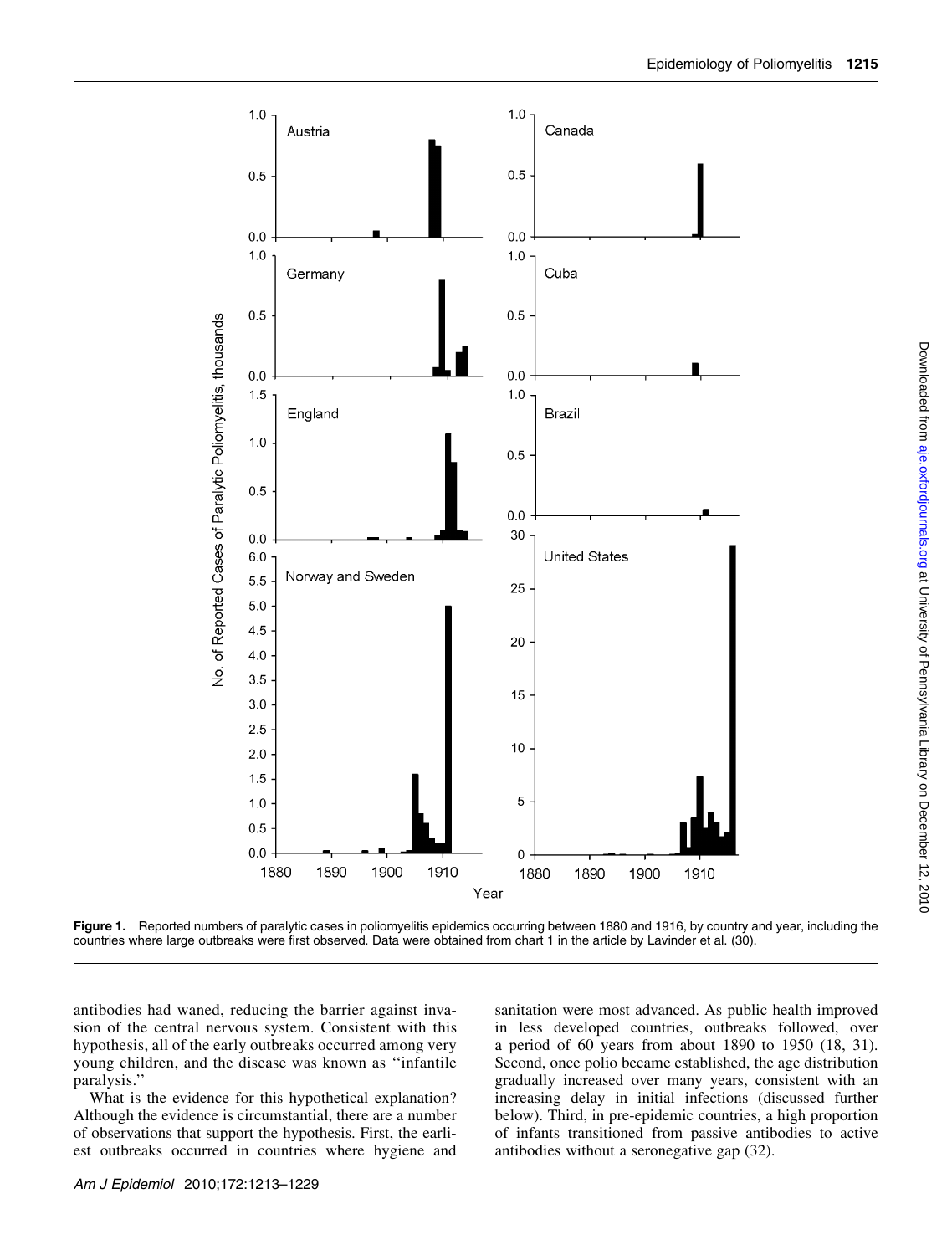Figure 1. Reported numbers of paralytic cases in poliomyelitis epidemics occurring between 1880 and 1916, by country and year, including the countries where large outbreaks were first observed. Data were obtained from chart 1 in the article by Lavinder et al. (30).

antibodies had waned, reducing the barrier against invasion of the central nervous system. Consistent with this hypothesis, all of the early outbreaks occurred among very young children, and the disease was known as ''infantile paralysis.''

What is the evidence for this hypothetical explanation? Although the evidence is circumstantial, there are a number of observations that support the hypothesis. First, the earliest outbreaks occurred in countries where hygiene and sanitation were most advanced. As public health improved in less developed countries, outbreaks followed, over a period of 60 years from about 1890 to 1950 (18, 31). Second, once polio became established, the age distribution gradually increased over many years, consistent with an increasing delay in initial infections (discussed further below). Third, in pre-epidemic countries, a high proportion of infants transitioned from passive antibodies to active antibodies without a seronegative gap (32).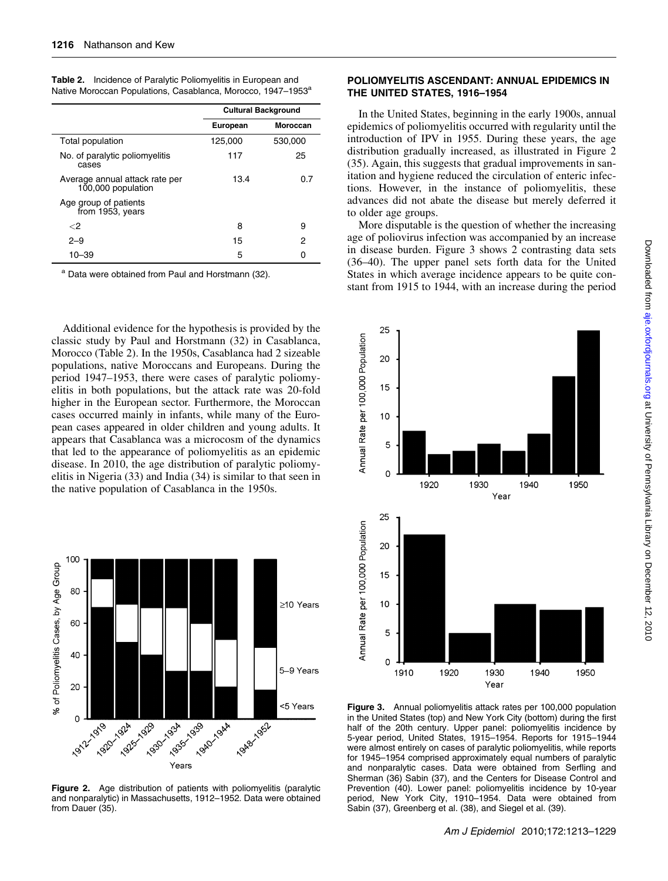**Table 2.** Incidence of Paralytic Poliomyelitis in European and Native Moroccan Populations, Casablanca, Morocco, 1947–1953[a]

| | Cultural Background | |
|---|---|---|
| | European | Moroccan |
| Total population | 125,000 | 530,000 |
| No. of paralytic poliomyelitis cases | 117 | 25 |
| Average annual attack rate per 100,000 population | 13.4 | 0.7 |
| Age group of patients from 1953, years | | |
| <2 | 8 | 9 |
| 2–9 | 15 | 2 |
| 10–39 | 5 | 0 |

[a] Data were obtained from Paul and Horstmann (32).

Additional evidence for the hypothesis is provided by the classic study by Paul and Horstmann (32) in Casablanca, Morocco (Table 2). In the 1950s, Casablanca had 2 sizeable populations, native Moroccans and Europeans. During the period 1947–1953, there were cases of paralytic poliomyelitis in both populations, but the attack rate was 20-fold higher in the European sector. Furthermore, the Moroccan cases occurred mainly in infants, while many of the European cases appeared in older children and young adults. It appears that Casablanca was a microcosm of the dynamics that led to the appearance of poliomyelitis as an epidemic disease. In 2010, the age distribution of paralytic poliomyelitis in Nigeria (33) and India (34) is similar to that seen in the native population of Casablanca in the 1950s.

**Figure 2.** Age distribution of patients with poliomyelitis (paralytic and nonparalytic) in Massachusetts, 1912–1952. Data were obtained from Dauer (35).

## POLIOMYELITIS ASCENDANT: ANNUAL EPIDEMICS IN THE UNITED STATES, 1916–1954

In the United States, beginning in the early 1900s, annual epidemics of poliomyelitis occurred with regularity until the introduction of IPV in 1955. During these years, the age distribution gradually increased, as illustrated in Figure 2 (35). Again, this suggests that gradual improvements in sanitation and hygiene reduced the circulation of enteric infections. However, in the instance of poliomyelitis, these advances did not abate the disease but merely deferred it to older age groups.

More disputable is the question of whether the increasing age of poliovirus infection was accompanied by an increase in disease burden. Figure 3 shows 2 contrasting data sets (36–40). The upper panel sets forth data for the United States in which average incidence appears to be quite constant from 1915 to 1944, with an increase during the period

**Figure 3.** Annual poliomyelitis attack rates per 100,000 population in the United States (top) and New York City (bottom) during the first half of the 20th century. Upper panel: poliomyelitis incidence by 5-year period, United States, 1915–1954. Reports for 1915–1944 were almost entirely on cases of paralytic poliomyelitis, while reports for 1945–1954 comprised approximately equal numbers of paralytic and nonparalytic cases. Data were obtained from Serfling and Sherman (36) Sabin (37), and the Centers for Disease Control and Prevention (40). Lower panel: poliomyelitis incidence by 10-year period, New York City, 1910–1954. Data were obtained from Sabin (37), Greenberg et al. (38), and Siegel et al. (39).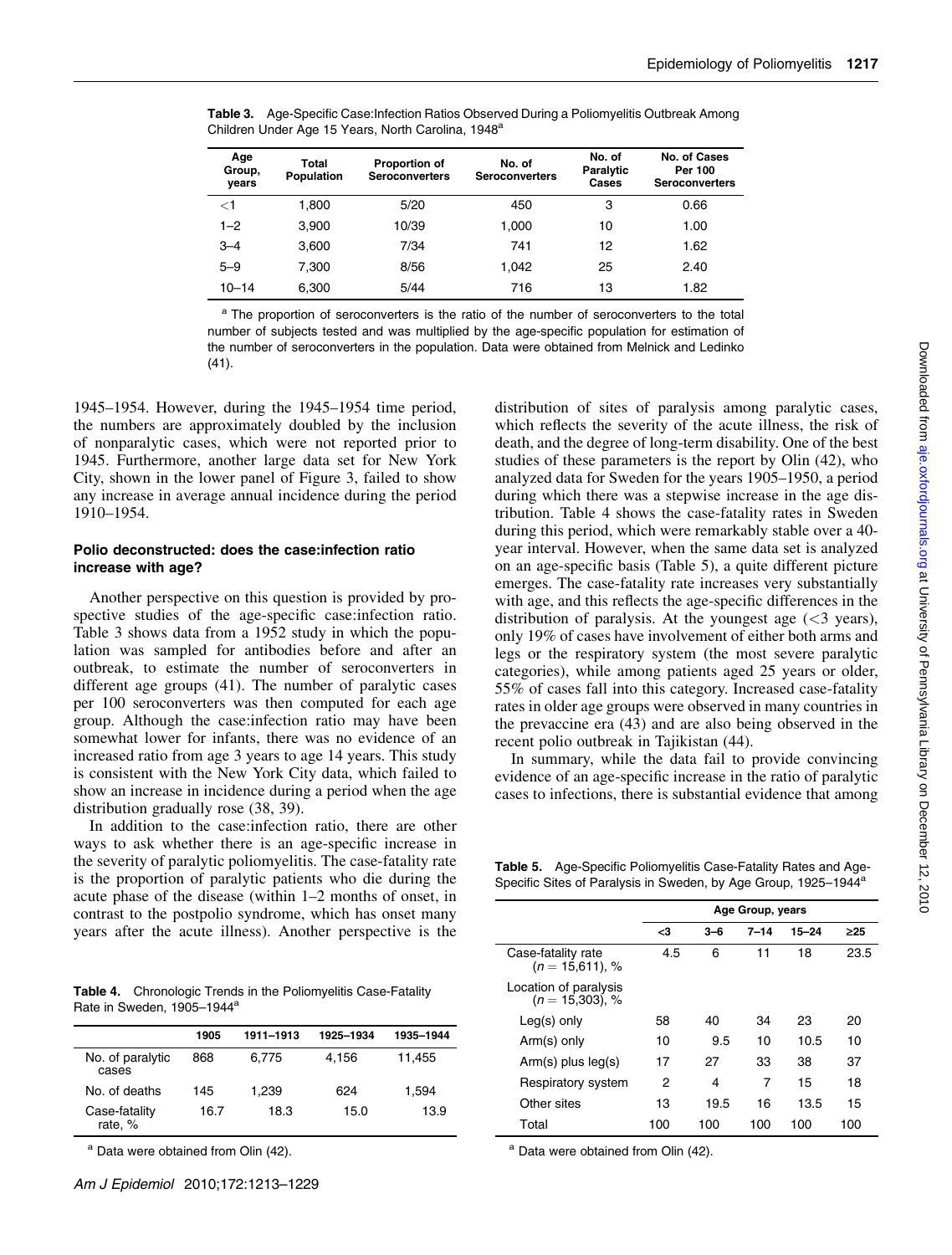**Table 3.** Age-Specific Case:Infection Ratios Observed During a Poliomyelitis Outbreak Among Children Under Age 15 Years, North Carolina, 1948[a]

| Age Group, years | Total Population | Proportion of Seroconverters | No. of Seroconverters | No. of Paralytic Cases | No. of Cases Per 100 Seroconverters |
|---|---|---|---|---|---|
| <1 | 1,800 | 5/20 | 450 | 3 | 0.66 |
| 1–2 | 3,900 | 10/39 | 1,000 | 10 | 1.00 |
| 3–4 | 3,600 | 7/34 | 741 | 12 | 1.62 |
| 5–9 | 7,300 | 8/56 | 1,042 | 25 | 2.40 |
| 10–14 | 6,300 | 5/44 | 716 | 13 | 1.82 |

[a] The proportion of seroconverters is the ratio of the number of seroconverters to the total number of subjects tested and was multiplied by the age-specific population for estimation of the number of seroconverters in the population. Data were obtained from Melnick and Ledinko (41).

1945–1954. However, during the 1945–1954 time period, the numbers are approximately doubled by the inclusion of nonparalytic cases, which were not reported prior to 1945. Furthermore, another large data set for New York City, shown in the lower panel of Figure 3, failed to show any increase in average annual incidence during the period 1910–1954.

### Polio deconstructed: does the case:infection ratio increase with age?

Another perspective on this question is provided by prospective studies of the age-specific case:infection ratio. Table 3 shows data from a 1952 study in which the population was sampled for antibodies before and after an outbreak, to estimate the number of seroconverters in different age groups (41). The number of paralytic cases per 100 seroconverters was then computed for each age group. Although the case:infection ratio may have been somewhat lower for infants, there was no evidence of an increased ratio from age 3 years to age 14 years. This study is consistent with the New York City data, which failed to show an increase in incidence during a period when the age distribution gradually rose (38, 39).

In addition to the case:infection ratio, there are other ways to ask whether there is an age-specific increase in the severity of paralytic poliomyelitis. The case-fatality rate is the proportion of paralytic patients who die during the acute phase of the disease (within 1–2 months of onset, in contrast to the postpolio syndrome, which has onset many years after the acute illness). Another perspective is the distribution of sites of paralysis among paralytic cases, which reflects the severity of the acute illness, the risk of death, and the degree of long-term disability. One of the best studies of these parameters is the report by Olin (42), who analyzed data for Sweden for the years 1905–1950, a period during which there was a stepwise increase in the age distribution. Table 4 shows the case-fatality rates in Sweden during this period, which were remarkably stable over a 40-year interval. However, when the same data set is analyzed on an age-specific basis (Table 5), a quite different picture emerges. The case-fatality rate increases very substantially with age, and this reflects the age-specific differences in the distribution of paralysis. At the youngest age (<3 years), only 19% of cases have involvement of either both arms and legs or the respiratory system (the most severe paralytic categories), while among patients aged 25 years or older, 55% of cases fall into this category. Increased case-fatality rates in older age groups were observed in many countries in the prevaccine era (43) and are also being observed in the recent polio outbreak in Tajikistan (44).

In summary, while the data fail to provide convincing evidence of an age-specific increase in the ratio of paralytic cases to infections, there is substantial evidence that among

**Table 4.** Chronologic Trends in the Poliomyelitis Case-Fatality Rate in Sweden, 1905–1944[a]

| | 1905 | 1911–1913 | 1925–1934 | 1935–1944 |
|---|---|---|---|---|
| No. of paralytic cases | 868 | 6,775 | 4,156 | 11,455 |
| No. of deaths | 145 | 1,239 | 624 | 1,594 |
| Case-fatality rate, % | 16.7 | 18.3 | 15.0 | 13.9 |

[a] Data were obtained from Olin (42).

**Table 5.** Age-Specific Poliomyelitis Case-Fatality Rates and Age-Specific Sites of Paralysis in Sweden, by Age Group, 1925–1944[a]

| | Age Group, years | | | | |
|---|---|---|---|---|---|
| | <3 | 3–6 | 7–14 | 15–24 | ≥25 |
| Case-fatality rate ($n$ = 15,611), % | 4.5 | 6 | 11 | 18 | 23.5 |
| Location of paralysis ($n$ = 15,303), % | | | | | |
| Leg(s) only | 58 | 40 | 34 | 23 | 20 |
| Arm(s) only | 10 | 9.5 | 10 | 10.5 | 10 |
| Arm(s) plus leg(s) | 17 | 27 | 33 | 38 | 37 |
| Respiratory system | 2 | 4 | 7 | 15 | 18 |
| Other sites | 13 | 19.5 | 16 | 13.5 | 15 |
| Total | 100 | 100 | 100 | 100 | 100 |

[a] Data were obtained from Olin (42).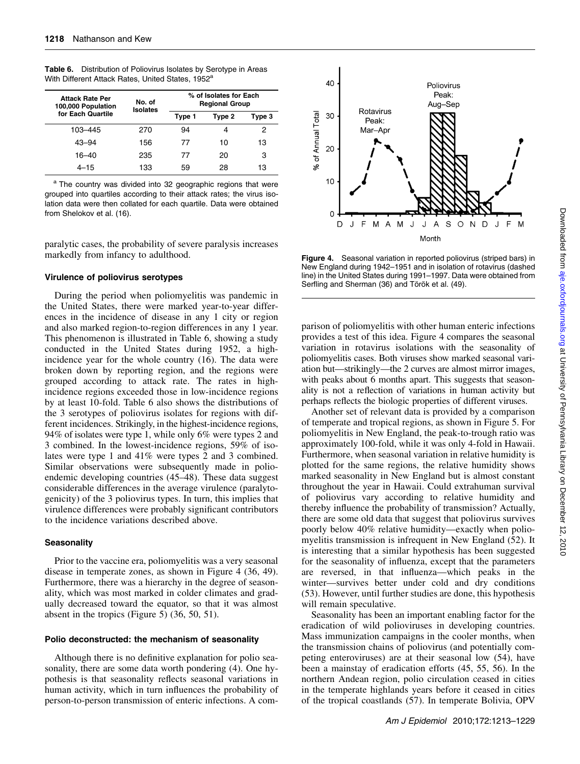**Table 6.** Distribution of Poliovirus Isolates by Serotype in Areas With Different Attack Rates, United States, 1952[a]

| Attack Rate Per 100,000 Population for Each Quartile | No. of Isolates | % of Isolates for Each Regional Group | | |
|---|---|---|---|---|
| | | Type 1 | Type 2 | Type 3 |
| 103–445 | 270 | 94 | 4 | 2 |
| 43–94 | 156 | 77 | 10 | 13 |
| 16–40 | 235 | 77 | 20 | 3 |
| 4–15 | 133 | 59 | 28 | 13 |

[a] The country was divided into 32 geographic regions that were grouped into quartiles according to their attack rates; the virus isolation data were then collated for each quartile. Data were obtained from Shelokov et al. (16).

paralytic cases, the probability of severe paralysis increases markedly from infancy to adulthood.

### Virulence of poliovirus serotypes

During the period when poliomyelitis was pandemic in the United States, there were marked year-to-year differences in the incidence of disease in any 1 city or region and also marked region-to-region differences in any 1 year. This phenomenon is illustrated in Table 6, showing a study conducted in the United States during 1952, a high-incidence year for the whole country (16). The data were broken down by reporting region, and the regions were grouped according to attack rate. The rates in high-incidence regions exceeded those in low-incidence regions by at least 10-fold. Table 6 also shows the distributions of the 3 serotypes of poliovirus isolates for regions with different incidences. Strikingly, in the highest-incidence regions, 94% of isolates were type 1, while only 6% were types 2 and 3 combined. In the lowest-incidence regions, 59% of isolates were type 1 and 41% were types 2 and 3 combined. Similar observations were subsequently made in polio-endemic developing countries (45–48). These data suggest considerable differences in the average virulence (paralytogenicity) of the 3 poliovirus types. In turn, this implies that virulence differences were probably significant contributors to the incidence variations described above.

### Seasonality

Prior to the vaccine era, poliomyelitis was a very seasonal disease in temperate zones, as shown in Figure 4 (36, 49). Furthermore, there was a hierarchy in the degree of seasonality, which was most marked in colder climates and gradually decreased toward the equator, so that it was almost absent in the tropics (Figure 5) (36, 50, 51).

### Polio deconstructed: the mechanism of seasonality

Although there is no definitive explanation for polio seasonality, there are some data worth pondering (4). One hypothesis is that seasonality reflects seasonal variations in human activity, which in turn influences the probability of person-to-person transmission of enteric infections. A comparison of poliomyelitis with other human enteric infections provides a test of this idea. Figure 4 compares the seasonal variation in rotavirus isolations with the seasonality of poliomyelitis cases. Both viruses show marked seasonal variation but—strikingly—the 2 curves are almost mirror images, with peaks about 6 months apart. This suggests that seasonality is not a reflection of variations in human activity but perhaps reflects the biologic properties of different viruses.

**Figure 4.** Seasonal variation in reported poliovirus (striped bars) in New England during 1942–1951 and in isolation of rotavirus (dashed line) in the United States during 1991–1997. Data were obtained from Serfling and Sherman (36) and Török et al. (49).

Another set of relevant data is provided by a comparison of temperate and tropical regions, as shown in Figure 5. For poliomyelitis in New England, the peak-to-trough ratio was approximately 100-fold, while it was only 4-fold in Hawaii. Furthermore, when seasonal variation in relative humidity is plotted for the same regions, the relative humidity shows marked seasonality in New England but is almost constant throughout the year in Hawaii. Could extrahuman survival of poliovirus vary according to relative humidity and thereby influence the probability of transmission? Actually, there are some old data that suggest that poliovirus survives poorly below 40% relative humidity—exactly when poliomyelitis transmission is infrequent in New England (52). It is interesting that a similar hypothesis has been suggested for the seasonality of influenza, except that the parameters are reversed, in that influenza—which peaks in the winter—survives better under cold and dry conditions (53). However, until further studies are done, this hypothesis will remain speculative.

Seasonality has been an important enabling factor for the eradication of wild polioviruses in developing countries. Mass immunization campaigns in the cooler months, when the transmission chains of poliovirus (and potentially competing enteroviruses) are at their seasonal low (54), have been a mainstay of eradication efforts (45, 55, 56). In the northern Andean region, polio circulation ceased in cities in the temperate highlands years before it ceased in cities of the tropical coastlands (57). In temperate Bolivia, OPV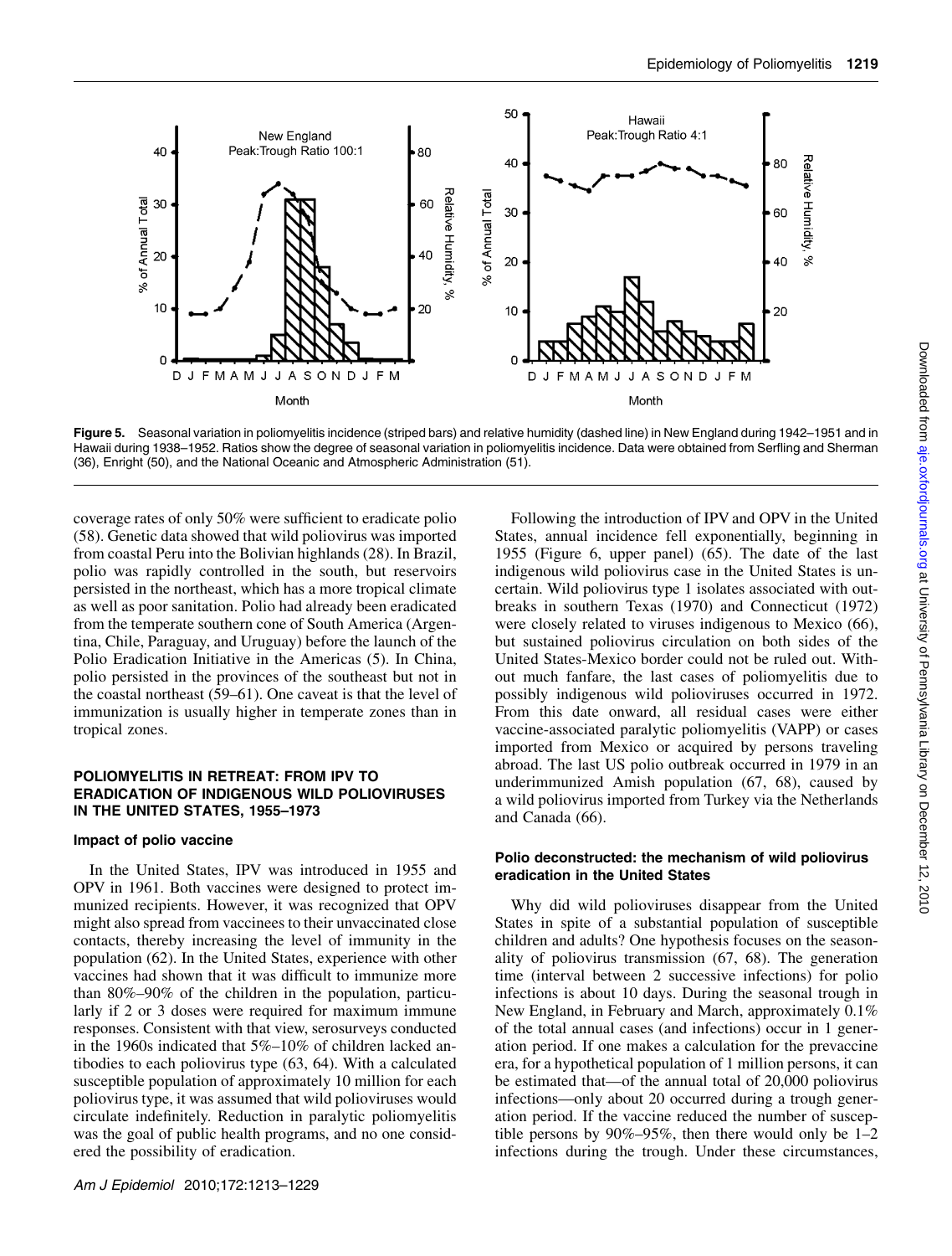Figure 5. Seasonal variation in poliomyelitis incidence (striped bars) and relative humidity (dashed line) in New England during 1942–1951 and in Hawaii during 1938–1952. Ratios show the degree of seasonal variation in poliomyelitis incidence. Data were obtained from Serfling and Sherman (36), Enright (50), and the National Oceanic and Atmospheric Administration (51).

coverage rates of only 50% were sufficient to eradicate polio (58). Genetic data showed that wild poliovirus was imported from coastal Peru into the Bolivian highlands (28). In Brazil, polio was rapidly controlled in the south, but reservoirs persisted in the northeast, which has a more tropical climate as well as poor sanitation. Polio had already been eradicated from the temperate southern cone of South America (Argentina, Chile, Paraguay, and Uruguay) before the launch of the Polio Eradication Initiative in the Americas (5). In China, polio persisted in the provinces of the southeast but not in the coastal northeast (59–61). One caveat is that the level of immunization is usually higher in temperate zones than in tropical zones.

## POLIOMYELITIS IN RETREAT: FROM IPV TO ERADICATION OF INDIGENOUS WILD POLIOVIRUSES IN THE UNITED STATES, 1955–1973

### Impact of polio vaccine

In the United States, IPV was introduced in 1955 and OPV in 1961. Both vaccines were designed to protect immunized recipients. However, it was recognized that OPV might also spread from vaccinees to their unvaccinated close contacts, thereby increasing the level of immunity in the population (62). In the United States, experience with other vaccines had shown that it was difficult to immunize more than 80%–90% of the children in the population, particularly if 2 or 3 doses were required for maximum immune responses. Consistent with that view, serosurveys conducted in the 1960s indicated that 5%–10% of children lacked antibodies to each poliovirus type (63, 64). With a calculated susceptible population of approximately 10 million for each poliovirus type, it was assumed that wild polioviruses would circulate indefinitely. Reduction in paralytic poliomyelitis was the goal of public health programs, and no one considered the possibility of eradication.

Following the introduction of IPV and OPV in the United States, annual incidence fell exponentially, beginning in 1955 (Figure 6, upper panel) (65). The date of the last indigenous wild poliovirus case in the United States is uncertain. Wild poliovirus type 1 isolates associated with outbreaks in southern Texas (1970) and Connecticut (1972) were closely related to viruses indigenous to Mexico (66), but sustained poliovirus circulation on both sides of the United States-Mexico border could not be ruled out. Without much fanfare, the last cases of poliomyelitis due to possibly indigenous wild polioviruses occurred in 1972. From this date onward, all residual cases were either vaccine-associated paralytic poliomyelitis (VAPP) or cases imported from Mexico or acquired by persons traveling abroad. The last US polio outbreak occurred in 1979 in an underimmunized Amish population (67, 68), caused by a wild poliovirus imported from Turkey via the Netherlands and Canada (66).

### Polio deconstructed: the mechanism of wild poliovirus eradication in the United States

Why did wild polioviruses disappear from the United States in spite of a substantial population of susceptible children and adults? One hypothesis focuses on the seasonality of poliovirus transmission (67, 68). The generation time (interval between 2 successive infections) for polio infections is about 10 days. During the seasonal trough in New England, in February and March, approximately 0.1% of the total annual cases (and infections) occur in 1 generation period. If one makes a calculation for the prevaccine era, for a hypothetical population of 1 million persons, it can be estimated that—of the annual total of 20,000 poliovirus infections—only about 20 occurred during a trough generation period. If the vaccine reduced the number of susceptible persons by 90%–95%, then there would only be 1–2 infections during the trough. Under these circumstances,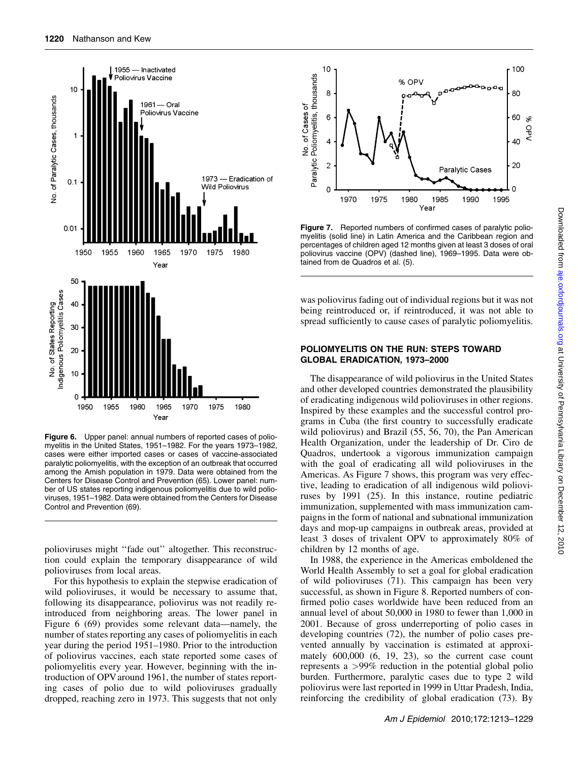**Figure 6.** Upper panel: annual numbers of reported cases of poliomyelitis in the United States, 1951–1982. For the years 1973–1982, cases were either imported cases or cases of vaccine-associated paralytic poliomyelitis, with the exception of an outbreak that occurred among the Amish population in 1979. Data were obtained from the Centers for Disease Control and Prevention (65). Lower panel: number of US states reporting indigenous poliomyelitis due to wild polioviruses, 1951–1982. Data were obtained from the Centers for Disease Control and Prevention (69).

polioviruses might ''fade out'' altogether. This reconstruction could explain the temporary disappearance of wild polioviruses from local areas.

For this hypothesis to explain the stepwise eradication of wild polioviruses, it would be necessary to assume that, following its disappearance, poliovirus was not readily reintroduced from neighboring areas. The lower panel in Figure 6 (69) provides some relevant data—namely, the number of states reporting any cases of poliomyelitis in each year during the period 1951–1980. Prior to the introduction of poliovirus vaccines, each state reported some cases of poliomyelitis every year. However, beginning with the introduction of OPV around 1961, the number of states reporting cases of polio due to wild polioviruses gradually dropped, reaching zero in 1973. This suggests that not only was poliovirus fading out of individual regions but it was not being reintroduced or, if reintroduced, it was not able to spread sufficiently to cause cases of paralytic poliomyelitis.

**Figure 7.** Reported numbers of confirmed cases of paralytic poliomyelitis (solid line) in Latin America and the Caribbean region and percentages of children aged 12 months given at least 3 doses of oral poliovirus vaccine (OPV) (dashed line), 1969–1995. Data were obtained from de Quadros et al. (5).

## POLIOMYELITIS ON THE RUN: STEPS TOWARD GLOBAL ERADICATION, 1973–2000

The disappearance of wild poliovirus in the United States and other developed countries demonstrated the plausibility of eradicating indigenous wild polioviruses in other regions. Inspired by these examples and the successful control programs in Cuba (the first country to successfully eradicate wild poliovirus) and Brazil (55, 56, 70), the Pan American Health Organization, under the leadership of Dr. Ciro de Quadros, undertook a vigorous immunization campaign with the goal of eradicating all wild polioviruses in the Americas. As Figure 7 shows, this program was very effective, leading to eradication of all indigenous wild polioviruses by 1991 (25). In this instance, routine pediatric immunization, supplemented with mass immunization campaigns in the form of national and subnational immunization days and mop-up campaigns in outbreak areas, provided at least 3 doses of trivalent OPV to approximately 80% of children by 12 months of age.

In 1988, the experience in the Americas emboldened the World Health Assembly to set a goal for global eradication of wild polioviruses (71). This campaign has been very successful, as shown in Figure 8. Reported numbers of confirmed polio cases worldwide have been reduced from an annual level of about 50,000 in 1980 to fewer than 1,000 in 2001. Because of gross underreporting of polio cases in developing countries (72), the number of polio cases prevented annually by vaccination is estimated at approximately 600,000 (6, 19, 23), so the current case count represents a >99% reduction in the potential global polio burden. Furthermore, paralytic cases due to type 2 wild poliovirus were last reported in 1999 in Uttar Pradesh, India, reinforcing the credibility of global eradication (73). By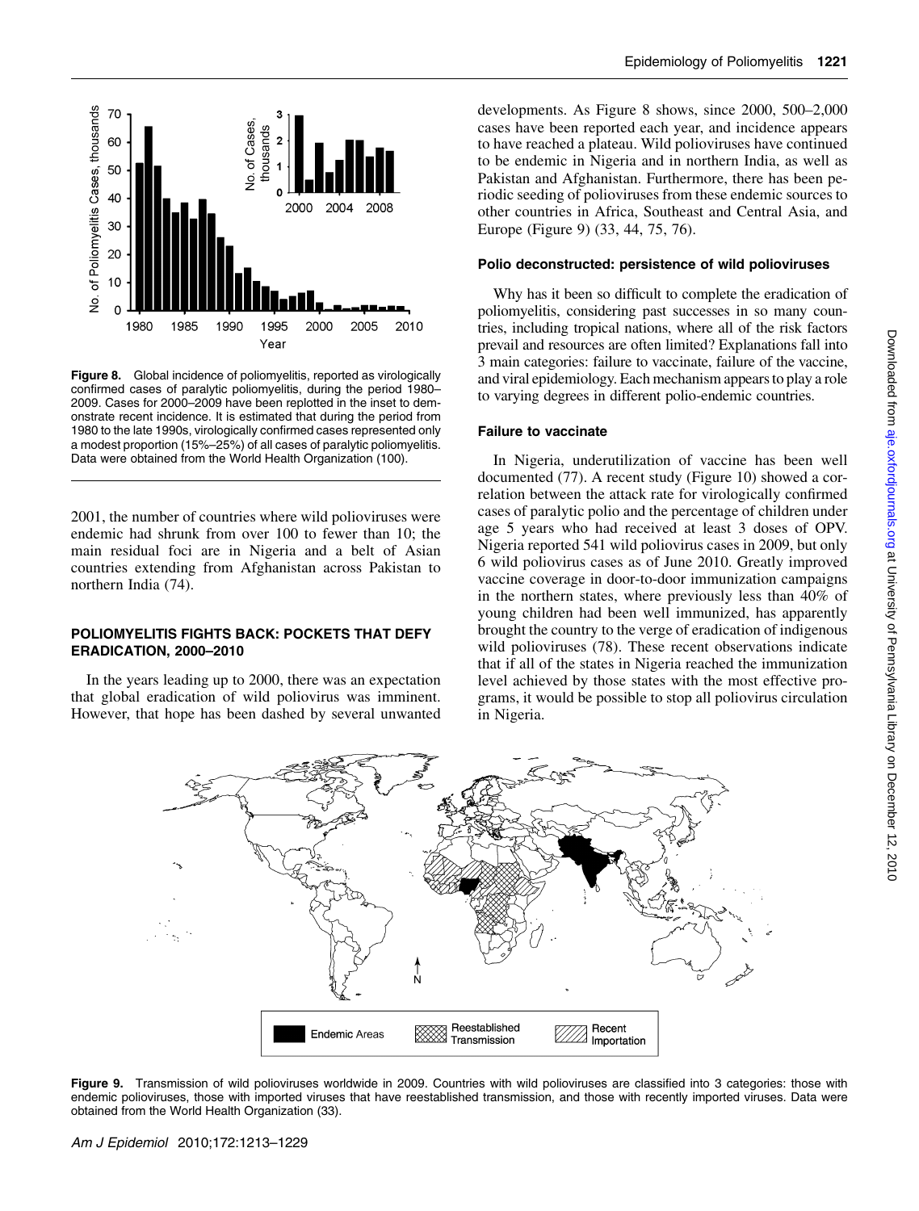**Figure 8.** Global incidence of poliomyelitis, reported as virologically confirmed cases of paralytic poliomyelitis, during the period 1980–2009. Cases for 2000–2009 have been replotted in the inset to demonstrate recent incidence. It is estimated that during the period from 1980 to the late 1990s, virologically confirmed cases represented only a modest proportion (15%–25%) of all cases of paralytic poliomyelitis. Data were obtained from the World Health Organization (100).

2001, the number of countries where wild polioviruses were endemic had shrunk from over 100 to fewer than 10; the main residual foci are in Nigeria and a belt of Asian countries extending from Afghanistan across Pakistan to northern India (74).

## POLIOMYELITIS FIGHTS BACK: POCKETS THAT DEFY ERADICATION, 2000–2010

In the years leading up to 2000, there was an expectation that global eradication of wild poliovirus was imminent. However, that hope has been dashed by several unwanted developments. As Figure 8 shows, since 2000, 500–2,000 cases have been reported each year, and incidence appears to have reached a plateau. Wild polioviruses have continued to be endemic in Nigeria and in northern India, as well as Pakistan and Afghanistan. Furthermore, there has been periodic seeding of polioviruses from these endemic sources to other countries in Africa, Southeast and Central Asia, and Europe (Figure 9) (33, 44, 75, 76).

### Polio deconstructed: persistence of wild polioviruses

Why has it been so difficult to complete the eradication of poliomyelitis, considering past successes in so many countries, including tropical nations, where all of the risk factors prevail and resources are often limited? Explanations fall into 3 main categories: failure to vaccinate, failure of the vaccine, and viral epidemiology. Each mechanism appears to play a role to varying degrees in different polio-endemic countries.

### Failure to vaccinate

In Nigeria, underutilization of vaccine has been well documented (77). A recent study (Figure 10) showed a correlation between the attack rate for virologically confirmed cases of paralytic polio and the percentage of children under age 5 years who had received at least 3 doses of OPV. Nigeria reported 541 wild poliovirus cases in 2009, but only 6 wild poliovirus cases as of June 2010. Greatly improved vaccine coverage in door-to-door immunization campaigns in the northern states, where previously less than 40% of young children had been well immunized, has apparently brought the country to the verge of eradication of indigenous wild polioviruses (78). These recent observations indicate that if all of the states in Nigeria reached the immunization level achieved by those states with the most effective programs, it would be possible to stop all poliovirus circulation in Nigeria.

**Figure 9.** Transmission of wild polioviruses worldwide in 2009. Countries with wild polioviruses are classified into 3 categories: those with endemic polioviruses, those with imported viruses that have reestablished transmission, and those with recently imported viruses. Data were obtained from the World Health Organization (33).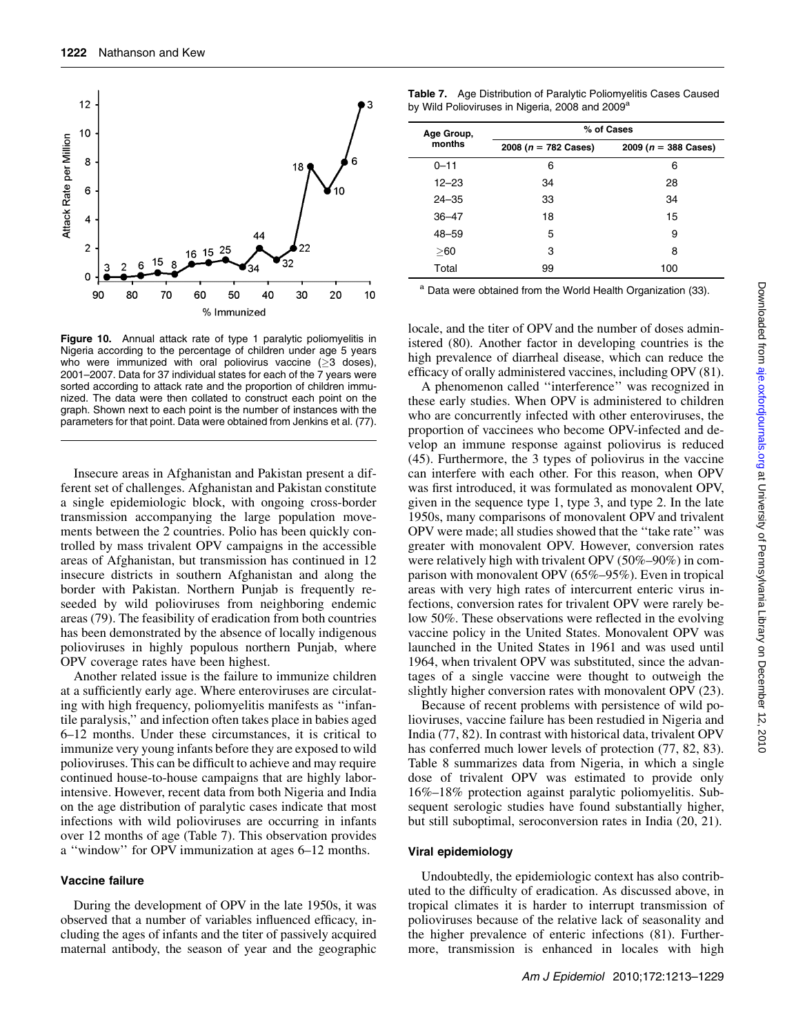**Figure 10.** Annual attack rate of type 1 paralytic poliomyelitis in Nigeria according to the percentage of children under age 5 years who were immunized with oral poliovirus vaccine (≥3 doses), 2001–2007. Data for 37 individual states for each of the 7 years were sorted according to attack rate and the proportion of children immunized. The data were then collated to construct each point on the graph. Shown next to each point is the number of instances with the parameters for that point. Data were obtained from Jenkins et al. (77).

Insecure areas in Afghanistan and Pakistan present a different set of challenges. Afghanistan and Pakistan constitute a single epidemiologic block, with ongoing cross-border transmission accompanying the large population movements between the 2 countries. Polio has been quickly controlled by mass trivalent OPV campaigns in the accessible areas of Afghanistan, but transmission has continued in 12 insecure districts in southern Afghanistan and along the border with Pakistan. Northern Punjab is frequently reseeded by wild polioviruses from neighboring endemic areas (79). The feasibility of eradication from both countries has been demonstrated by the absence of locally indigenous polioviruses in highly populous northern Punjab, where OPV coverage rates have been highest.

Another related issue is the failure to immunize children at a sufficiently early age. Where enteroviruses are circulating with high frequency, poliomyelitis manifests as ''infantile paralysis,'' and infection often takes place in babies aged 6–12 months. Under these circumstances, it is critical to immunize very young infants before they are exposed to wild polioviruses. This can be difficult to achieve and may require continued house-to-house campaigns that are highly labor-intensive. However, recent data from both Nigeria and India on the age distribution of paralytic cases indicate that most infections with wild polioviruses are occurring in infants over 12 months of age (Table 7). This observation provides a ''window'' for OPV immunization at ages 6–12 months.

### Vaccine failure

During the development of OPV in the late 1950s, it was observed that a number of variables influenced efficacy, including the ages of infants and the titer of passively acquired maternal antibody, the season of year and the geographic locale, and the titer of OPV and the number of doses administered (80). Another factor in developing countries is the high prevalence of diarrheal disease, which can reduce the efficacy of orally administered vaccines, including OPV (81).

A phenomenon called ''interference'' was recognized in these early studies. When OPV is administered to children who are concurrently infected with other enteroviruses, the proportion of vaccinees who become OPV-infected and develop an immune response against poliovirus is reduced (45). Furthermore, the 3 types of poliovirus in the vaccine can interfere with each other. For this reason, when OPV was first introduced, it was formulated as monovalent OPV, given in the sequence type 1, type 3, and type 2. In the late 1950s, many comparisons of monovalent OPV and trivalent OPV were made; all studies showed that the ''take rate'' was greater with monovalent OPV. However, conversion rates were relatively high with trivalent OPV (50%–90%) in comparison with monovalent OPV (65%–95%). Even in tropical areas with very high rates of intercurrent enteric virus infections, conversion rates for trivalent OPV were rarely below 50%. These observations were reflected in the evolving vaccine policy in the United States. Monovalent OPV was launched in the United States in 1961 and was used until 1964, when trivalent OPV was substituted, since the advantages of a single vaccine were thought to outweigh the slightly higher conversion rates with monovalent OPV (23).

Because of recent problems with persistence of wild polioviruses, vaccine failure has been restudied in Nigeria and India (77, 82). In contrast with historical data, trivalent OPV has conferred much lower levels of protection (77, 82, 83). Table 8 summarizes data from Nigeria, in which a single dose of trivalent OPV was estimated to provide only 16%–18% protection against paralytic poliomyelitis. Subsequent serologic studies have found substantially higher, but still suboptimal, seroconversion rates in India (20, 21).

**Table 7.** Age Distribution of Paralytic Poliomyelitis Cases Caused by Wild Polioviruses in Nigeria, 2008 and 2009[a]

| Age Group, months | % of Cases | |
|---|---|---|
| | 2008 ($n$ = 782 Cases) | 2009 ($n$ = 388 Cases) |
| 0–11 | 6 | 6 |
| 12–23 | 34 | 28 |
| 24–35 | 33 | 34 |
| 36–47 | 18 | 15 |
| 48–59 | 5 | 9 |
| ≥60 | 3 | 8 |
| Total | 99 | 100 |

[a] Data were obtained from the World Health Organization (33).

### Viral epidemiology

Undoubtedly, the epidemiologic context has also contributed to the difficulty of eradication. As discussed above, in tropical climates it is harder to interrupt transmission of polioviruses because of the relative lack of seasonality and the higher prevalence of enteric infections (81). Furthermore, transmission is enhanced in locales with high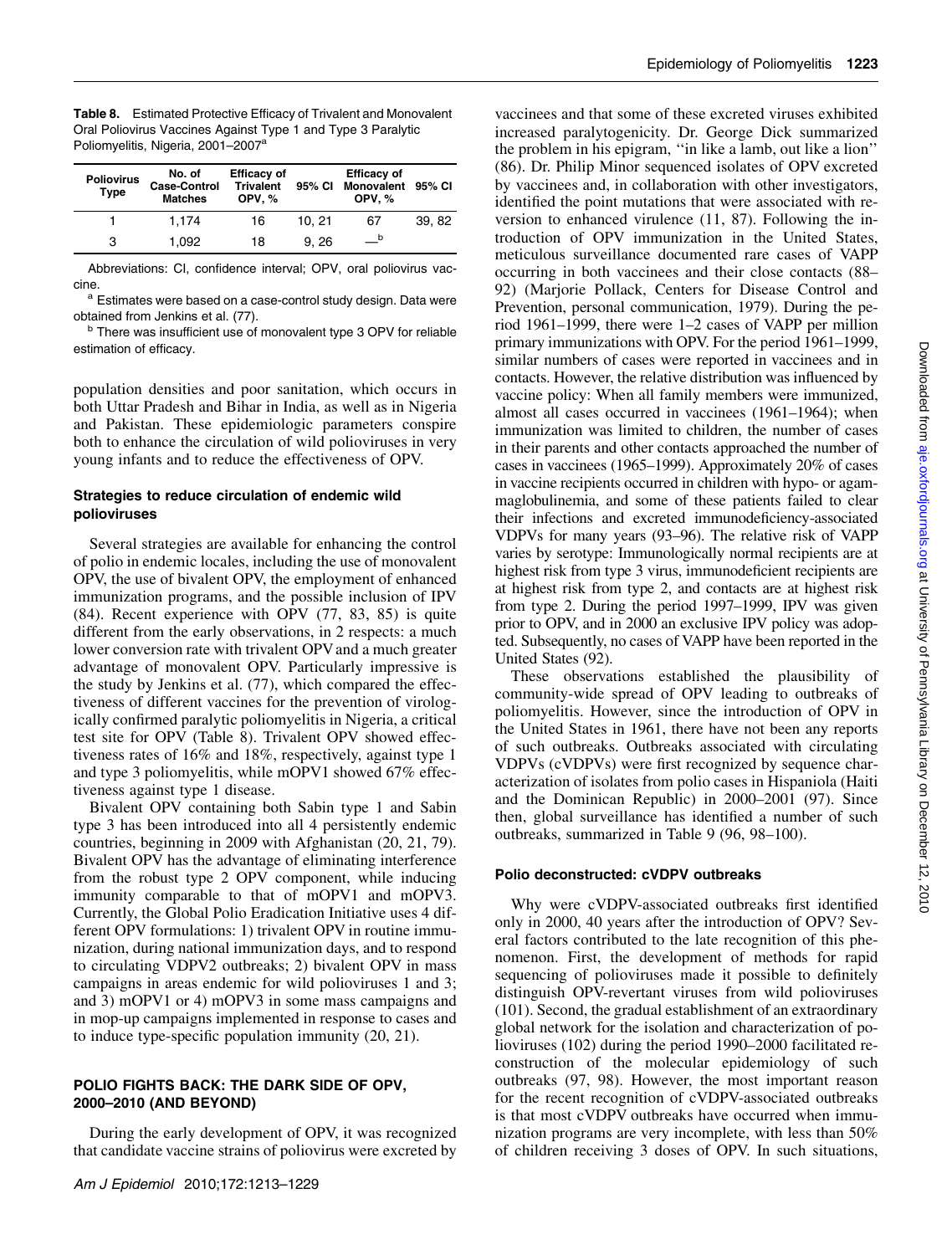**Table 8.** Estimated Protective Efficacy of Trivalent and Monovalent Oral Poliovirus Vaccines Against Type 1 and Type 3 Paralytic Poliomyelitis, Nigeria, 2001–2007[a]

| Poliovirus Type | No. of Case-Control Matches | Efficacy of Trivalent OPV, % | 95% CI | Efficacy of Monovalent OPV, % | 95% CI |
|---|---|---|---|---|---|
| 1 | 1,174 | 16 | 10, 21 | 67 | 39, 82 |
| 3 | 1,092 | 18 | 9, 26 | —[b] | |

Abbreviations: CI, confidence interval; OPV, oral poliovirus vaccine.

[a] Estimates were based on a case-control study design. Data were obtained from Jenkins et al. (77).

[b] There was insufficient use of monovalent type 3 OPV for reliable estimation of efficacy.

population densities and poor sanitation, which occurs in both Uttar Pradesh and Bihar in India, as well as in Nigeria and Pakistan. These epidemiologic parameters conspire both to enhance the circulation of wild polioviruses in very young infants and to reduce the effectiveness of OPV.

### Strategies to reduce circulation of endemic wild polioviruses

Several strategies are available for enhancing the control of polio in endemic locales, including the use of monovalent OPV, the use of bivalent OPV, the employment of enhanced immunization programs, and the possible inclusion of IPV (84). Recent experience with OPV (77, 83, 85) is quite different from the early observations, in 2 respects: a much lower conversion rate with trivalent OPV and a much greater advantage of monovalent OPV. Particularly impressive is the study by Jenkins et al. (77), which compared the effectiveness of different vaccines for the prevention of virologically confirmed paralytic poliomyelitis in Nigeria, a critical test site for OPV (Table 8). Trivalent OPV showed effectiveness rates of 16% and 18%, respectively, against type 1 and type 3 poliomyelitis, while mOPV1 showed 67% effectiveness against type 1 disease.

Bivalent OPV containing both Sabin type 1 and Sabin type 3 has been introduced into all 4 persistently endemic countries, beginning in 2009 with Afghanistan (20, 21, 79). Bivalent OPV has the advantage of eliminating interference from the robust type 2 OPV component, while inducing immunity comparable to that of mOPV1 and mOPV3. Currently, the Global Polio Eradication Initiative uses 4 different OPV formulations: 1) trivalent OPV in routine immunization, during national immunization days, and to respond to circulating VDPV2 outbreaks; 2) bivalent OPV in mass campaigns in areas endemic for wild polioviruses 1 and 3; and 3) mOPV1 or 4) mOPV3 in some mass campaigns and in mop-up campaigns implemented in response to cases and to induce type-specific population immunity (20, 21).

## POLIO FIGHTS BACK: THE DARK SIDE OF OPV, 2000–2010 (AND BEYOND)

During the early development of OPV, it was recognized that candidate vaccine strains of poliovirus were excreted by vaccinees and that some of these excreted viruses exhibited increased paralytogenicity. Dr. George Dick summarized the problem in his epigram, "in like a lamb, out like a lion" (86). Dr. Philip Minor sequenced isolates of OPV excreted by vaccinees and, in collaboration with other investigators, identified the point mutations that were associated with reversion to enhanced virulence (11, 87). Following the introduction of OPV immunization in the United States, meticulous surveillance documented rare cases of VAPP occurring in both vaccinees and their close contacts (88–92) (Marjorie Pollack, Centers for Disease Control and Prevention, personal communication, 1979). During the period 1961–1999, there were 1–2 cases of VAPP per million primary immunizations with OPV. For the period 1961–1999, similar numbers of cases were reported in vaccinees and in contacts. However, the relative distribution was influenced by vaccine policy: When all family members were immunized, almost all cases occurred in vaccinees (1961–1964); when immunization was limited to children, the number of cases in their parents and other contacts approached the number of cases in vaccinees (1965–1999). Approximately 20% of cases in vaccine recipients occurred in children with hypo- or agammaglobulinemia, and some of these patients failed to clear their infections and excreted immunodeficiency-associated VDPVs for many years (93–96). The relative risk of VAPP varies by serotype: Immunologically normal recipients are at highest risk from type 3 virus, immunodeficient recipients are at highest risk from type 2, and contacts are at highest risk from type 2. During the period 1997–1999, IPV was given prior to OPV, and in 2000 an exclusive IPV policy was adopted. Subsequently, no cases of VAPP have been reported in the United States (92).

These observations established the plausibility of community-wide spread of OPV leading to outbreaks of poliomyelitis. However, since the introduction of OPV in the United States in 1961, there have not been any reports of such outbreaks. Outbreaks associated with circulating VDPVs (cVDPVs) were first recognized by sequence characterization of isolates from polio cases in Hispaniola (Haiti and the Dominican Republic) in 2000–2001 (97). Since then, global surveillance has identified a number of such outbreaks, summarized in Table 9 (96, 98–100).

### Polio deconstructed: cVDPV outbreaks

Why were cVDPV-associated outbreaks first identified only in 2000, 40 years after the introduction of OPV? Several factors contributed to the late recognition of this phenomenon. First, the development of methods for rapid sequencing of polioviruses made it possible to definitely distinguish OPV-revertant viruses from wild polioviruses (101). Second, the gradual establishment of an extraordinary global network for the isolation and characterization of polioviruses (102) during the period 1990–2000 facilitated reconstruction of the molecular epidemiology of such outbreaks (97, 98). However, the most important reason for the recent recognition of cVDPV-associated outbreaks is that most cVDPV outbreaks have occurred when immunization programs are very incomplete, with less than 50% of children receiving 3 doses of OPV. In such situations,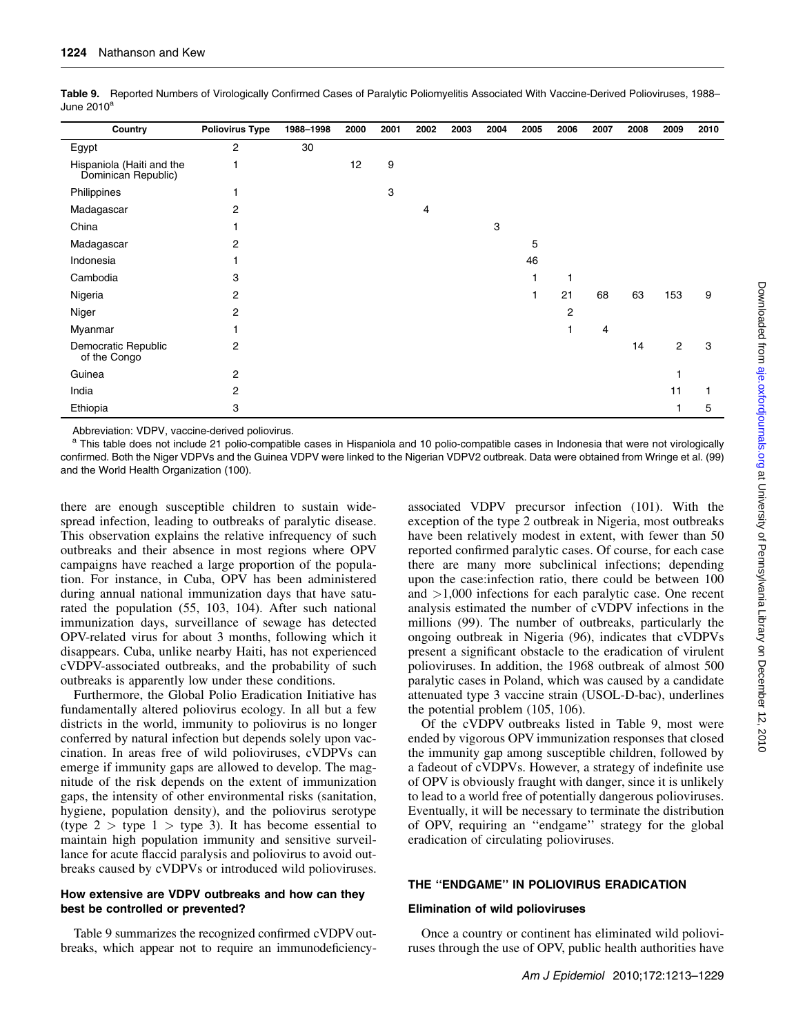**Table 9.** Reported Numbers of Virologically Confirmed Cases of Paralytic Poliomyelitis Associated With Vaccine-Derived Polioviruses, 1988–June 2010[a]

| Country | Poliovirus Type | 1988–1998 | 2000 | 2001 | 2002 | 2003 | 2004 | 2005 | 2006 | 2007 | 2008 | 2009 | 2010 |
|---|---|---|---|---|---|---|---|---|---|---|---|---|---|
| Egypt | 2 | 30 | | | | | | | | | | | |
| Hispaniola (Haiti and the Dominican Republic) | 1 | | 12 | 9 | | | | | | | | | |
| Philippines | 1 | | | 3 | | | | | | | | | |
| Madagascar | 2 | | | | 4 | | | | | | | | |
| China | 1 | | | | | | 3 | | | | | | |
| Madagascar | 2 | | | | | | | 5 | | | | | |
| Indonesia | 1 | | | | | | | 46 | | | | | |
| Cambodia | 3 | | | | | | | 1 | 1 | | | | |
| Nigeria | 2 | | | | | | | 1 | 21 | 68 | 63 | 153 | 9 |
| Niger | 2 | | | | | | | | 2 | | | | |
| Myanmar | 1 | | | | | | | | 1 | 4 | | | |
| Democratic Republic of the Congo | 2 | | | | | | | | | | 14 | 2 | 3 |
| Guinea | 2 | | | | | | | | | | | 1 | |
| India | 2 | | | | | | | | | | | 11 | 1 |
| Ethiopia | 3 | | | | | | | | | | | 1 | 5 |

Abbreviation: VDPV, vaccine-derived poliovirus.

[a] This table does not include 21 polio-compatible cases in Hispaniola and 10 polio-compatible cases in Indonesia that were not virologically confirmed. Both the Niger VDPVs and the Guinea VDPV were linked to the Nigerian VDPV2 outbreak. Data were obtained from Wringe et al. (99) and the World Health Organization (100).

there are enough susceptible children to sustain widespread infection, leading to outbreaks of paralytic disease. This observation explains the relative infrequency of such outbreaks and their absence in most regions where OPV campaigns have reached a large proportion of the population. For instance, in Cuba, OPV has been administered during annual national immunization days that have saturated the population (55, 103, 104). After such national immunization days, surveillance of sewage has detected OPV-related virus for about 3 months, following which it disappears. Cuba, unlike nearby Haiti, has not experienced cVDPV-associated outbreaks, and the probability of such outbreaks is apparently low under these conditions.

Furthermore, the Global Polio Eradication Initiative has fundamentally altered poliovirus ecology. In all but a few districts in the world, immunity to poliovirus is no longer conferred by natural infection but depends solely upon vaccination. In areas free of wild polioviruses, cVDPVs can emerge if immunity gaps are allowed to develop. The magnitude of the risk depends on the extent of immunization gaps, the intensity of other environmental risks (sanitation, hygiene, population density), and the poliovirus serotype (type 2 > type 1 > type 3). It has become essential to maintain high population immunity and sensitive surveillance for acute flaccid paralysis and poliovirus to avoid outbreaks caused by cVDPVs or introduced wild polioviruses.

### How extensive are VDPV outbreaks and how can they best be controlled or prevented?

Table 9 summarizes the recognized confirmed cVDPV outbreaks, which appear not to require an immunodeficiency-associated VDPV precursor infection (101). With the exception of the type 2 outbreak in Nigeria, most outbreaks have been relatively modest in extent, with fewer than 50 reported confirmed paralytic cases. Of course, for each case there are many more subclinical infections; depending upon the case:infection ratio, there could be between 100 and >1,000 infections for each paralytic case. One recent analysis estimated the number of cVDPV infections in the millions (99). The number of outbreaks, particularly the ongoing outbreak in Nigeria (96), indicates that cVDPVs present a significant obstacle to the eradication of virulent polioviruses. In addition, the 1968 outbreak of almost 500 paralytic cases in Poland, which was caused by a candidate attenuated type 3 vaccine strain (USOL-D-bac), underlines the potential problem (105, 106).

Of the cVDPV outbreaks listed in Table 9, most were ended by vigorous OPV immunization responses that closed the immunity gap among susceptible children, followed by a fadeout of cVDPVs. However, a strategy of indefinite use of OPV is obviously fraught with danger, since it is unlikely to lead to a world free of potentially dangerous polioviruses. Eventually, it will be necessary to terminate the distribution of OPV, requiring an "endgame" strategy for the global eradication of circulating polioviruses.

## THE "ENDGAME" IN POLIOVIRUS ERADICATION

### Elimination of wild polioviruses

Once a country or continent has eliminated wild polioviruses through the use of OPV, public health authorities have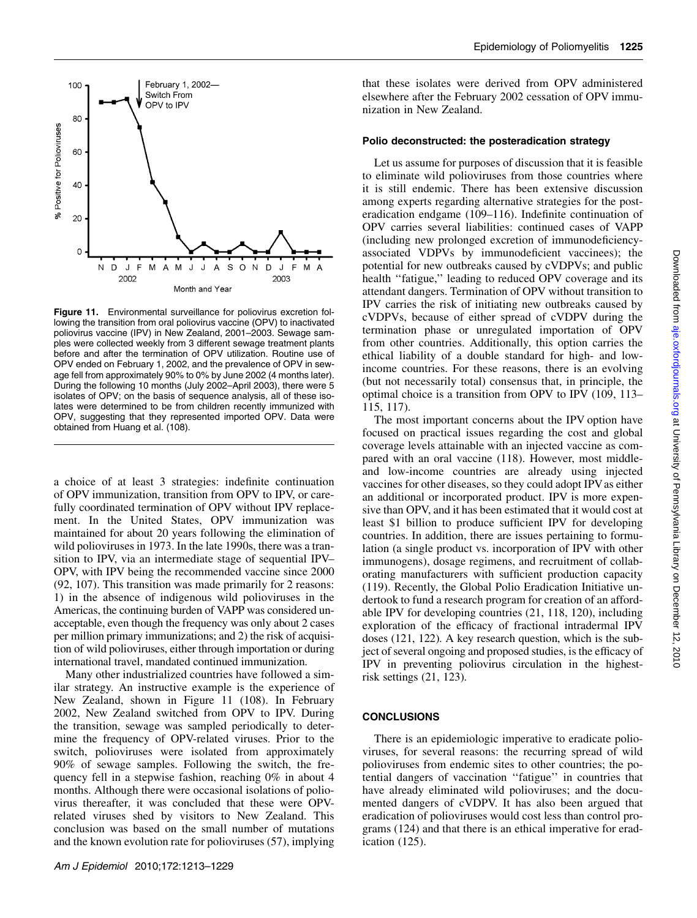Figure 11. Environmental surveillance for poliovirus excretion following the transition from oral poliovirus vaccine (OPV) to inactivated poliovirus vaccine (IPV) in New Zealand, 2001–2003. Sewage samples were collected weekly from 3 different sewage treatment plants before and after the termination of OPV utilization. Routine use of OPV ended on February 1, 2002, and the prevalence of OPV in sewage fell from approximately 90% to 0% by June 2002 (4 months later). During the following 10 months (July 2002–April 2003), there were 5 isolates of OPV; on the basis of sequence analysis, all of these isolates were determined to be from children recently immunized with OPV, suggesting that they represented imported OPV. Data were obtained from Huang et al. (108).

a choice of at least 3 strategies: indefinite continuation of OPV immunization, transition from OPV to IPV, or carefully coordinated termination of OPV without IPV replacement. In the United States, OPV immunization was maintained for about 20 years following the elimination of wild polioviruses in 1973. In the late 1990s, there was a transition to IPV, via an intermediate stage of sequential IPV–OPV, with IPV being the recommended vaccine since 2000 (92, 107). This transition was made primarily for 2 reasons: 1) in the absence of indigenous wild polioviruses in the Americas, the continuing burden of VAPP was considered unacceptable, even though the frequency was only about 2 cases per million primary immunizations; and 2) the risk of acquisition of wild polioviruses, either through importation or during international travel, mandated continued immunization.

Many other industrialized countries have followed a similar strategy. An instructive example is the experience of New Zealand, shown in Figure 11 (108). In February 2002, New Zealand switched from OPV to IPV. During the transition, sewage was sampled periodically to determine the frequency of OPV-related viruses. Prior to the switch, polioviruses were isolated from approximately 90% of sewage samples. Following the switch, the frequency fell in a stepwise fashion, reaching 0% in about 4 months. Although there were occasional isolations of poliovirus thereafter, it was concluded that these were OPV-related viruses shed by visitors to New Zealand. This conclusion was based on the small number of mutations and the known evolution rate for polioviruses (57), implying that these isolates were derived from OPV administered elsewhere after the February 2002 cessation of OPV immunization in New Zealand.

### Polio deconstructed: the posteradication strategy

Let us assume for purposes of discussion that it is feasible to eliminate wild polioviruses from those countries where it is still endemic. There has been extensive discussion among experts regarding alternative strategies for the posteradication endgame (109–116). Indefinite continuation of OPV carries several liabilities: continued cases of VAPP (including new prolonged excretion of immunodeficiency-associated VDPVs by immunodeficient vaccinees); the potential for new outbreaks caused by cVDPVs; and public health "fatigue," leading to reduced OPV coverage and its attendant dangers. Termination of OPV without transition to IPV carries the risk of initiating new outbreaks caused by cVDPVs, because of either spread of cVDPV during the termination phase or unregulated importation of OPV from other countries. Additionally, this option carries the ethical liability of a double standard for high- and low-income countries. For these reasons, there is an evolving (but not necessarily total) consensus that, in principle, the optimal choice is a transition from OPV to IPV (109, 113–115, 117).

The most important concerns about the IPV option have focused on practical issues regarding the cost and global coverage levels attainable with an injected vaccine as compared with an oral vaccine (118). However, most middle- and low-income countries are already using injected vaccines for other diseases, so they could adopt IPV as either an additional or incorporated product. IPV is more expensive than OPV, and it has been estimated that it would cost at least $1 billion to produce sufficient IPV for developing countries. In addition, there are issues pertaining to formulation (a single product vs. incorporation of IPV with other immunogens), dosage regimens, and recruitment of collaborating manufacturers with sufficient production capacity (119). Recently, the Global Polio Eradication Initiative undertook to fund a research program for creation of an affordable IPV for developing countries (21, 118, 120), including exploration of the efficacy of fractional intradermal IPV doses (121, 122). A key research question, which is the subject of several ongoing and proposed studies, is the efficacy of IPV in preventing poliovirus circulation in the highest-risk settings (21, 123).

## CONCLUSIONS

There is an epidemiologic imperative to eradicate polioviruses, for several reasons: the recurring spread of wild polioviruses from endemic sites to other countries; the potential dangers of vaccination "fatigue" in countries that have already eliminated wild polioviruses; and the documented dangers of cVDPV. It has also been argued that eradication of polioviruses would cost less than control programs (124) and that there is an ethical imperative for eradication (125).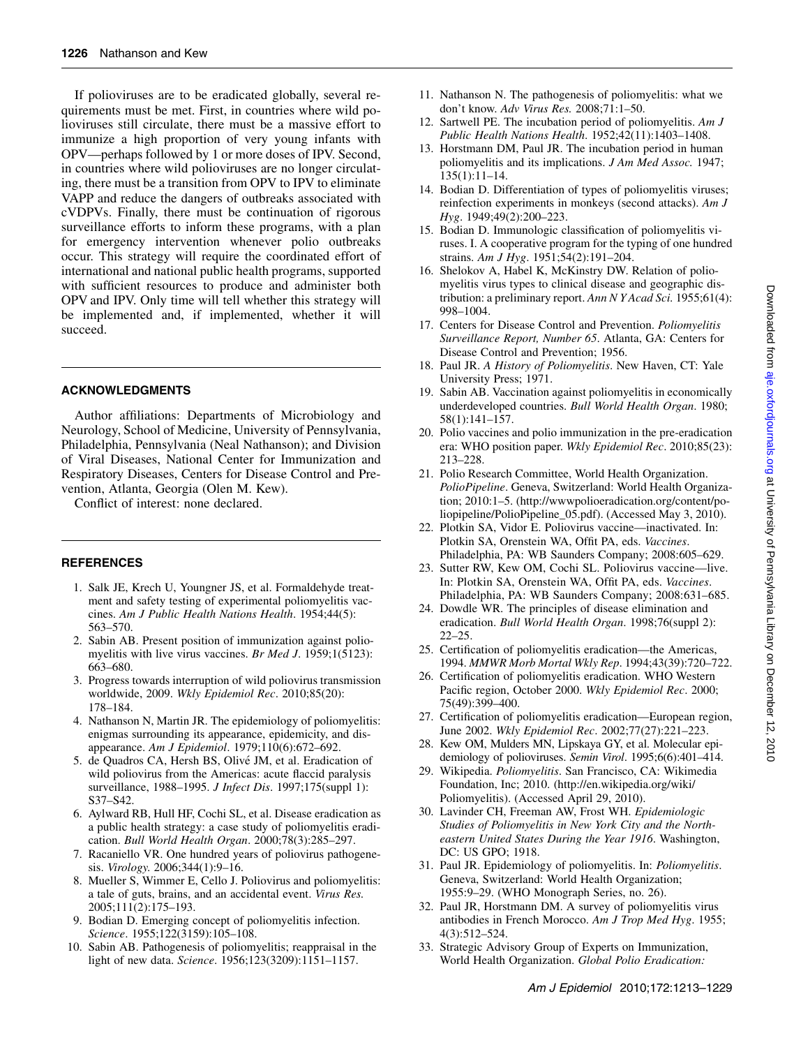If polioviruses are to be eradicated globally, several requirements must be met. First, in countries where wild polioviruses still circulate, there must be a massive effort to immunize a high proportion of very young infants with OPV—perhaps followed by 1 or more doses of IPV. Second, in countries where wild polioviruses are no longer circulating, there must be a transition from OPV to IPV to eliminate VAPP and reduce the dangers of outbreaks associated with cVDPVs. Finally, there must be continuation of rigorous surveillance efforts to inform these programs, with a plan for emergency intervention whenever polio outbreaks occur. This strategy will require the coordinated effort of international and national public health programs, supported with sufficient resources to produce and administer both OPV and IPV. Only time will tell whether this strategy will be implemented and, if implemented, whether it will succeed.

## ACKNOWLEDGMENTS

Author affiliations: Departments of Microbiology and Neurology, School of Medicine, University of Pennsylvania, Philadelphia, Pennsylvania (Neal Nathanson); and Division of Viral Diseases, National Center for Immunization and Respiratory Diseases, Centers for Disease Control and Prevention, Atlanta, Georgia (Olen M. Kew).

Conflict of interest: none declared.

## REFERENCES

1. Salk JE, Krech U, Youngner JS, et al. Formaldehyde treatment and safety testing of experimental poliomyelitis vaccines. *Am J Public Health Nations Health*. 1954;44(5):563–570.
2. Sabin AB. Present position of immunization against poliomyelitis with live virus vaccines. *Br Med J*. 1959;1(5123):663–680.
3. Progress towards interruption of wild poliovirus transmission worldwide, 2009. *Wkly Epidemiol Rec*. 2010;85(20):178–184.
4. Nathanson N, Martin JR. The epidemiology of poliomyelitis: enigmas surrounding its appearance, epidemicity, and disappearance. *Am J Epidemiol*. 1979;110(6):672–692.
5. de Quadros CA, Hersh BS, Olivé JM, et al. Eradication of wild poliovirus from the Americas: acute flaccid paralysis surveillance, 1988–1995. *J Infect Dis*. 1997;175(suppl 1):S37–S42.
6. Aylward RB, Hull HF, Cochi SL, et al. Disease eradication as a public health strategy: a case study of poliomyelitis eradication. *Bull World Health Organ*. 2000;78(3):285–297.
7. Racaniello VR. One hundred years of poliovirus pathogenesis. *Virology*. 2006;344(1):9–16.
8. Mueller S, Wimmer E, Cello J. Poliovirus and poliomyelitis: a tale of guts, brains, and an accidental event. *Virus Res*. 2005;111(2):175–193.
9. Bodian D. Emerging concept of poliomyelitis infection. *Science*. 1955;122(3159):105–108.
10. Sabin AB. Pathogenesis of poliomyelitis; reappraisal in the light of new data. *Science*. 1956;123(3209):1151–1157.
11. Nathanson N. The pathogenesis of poliomyelitis: what we don't know. *Adv Virus Res*. 2008;71:1–50.
12. Sartwell PE. The incubation period of poliomyelitis. *Am J Public Health Nations Health*. 1952;42(11):1403–1408.
13. Horstmann DM, Paul JR. The incubation period in human poliomyelitis and its implications. *J Am Med Assoc*. 1947;135(1):11–14.
14. Bodian D. Differentiation of types of poliomyelitis viruses; reinfection experiments in monkeys (second attacks). *Am J Hyg*. 1949;49(2):200–223.
15. Bodian D. Immunologic classification of poliomyelitis viruses. I. A cooperative program for the typing of one hundred strains. *Am J Hyg*. 1951;54(2):191–204.
16. Shelokov A, Habel K, McKinstry DW. Relation of poliomyelitis virus types to clinical disease and geographic distribution: a preliminary report. *Ann N Y Acad Sci*. 1955;61(4):998–1004.
17. Centers for Disease Control and Prevention. *Poliomyelitis Surveillance Report, Number 65*. Atlanta, GA: Centers for Disease Control and Prevention; 1956.
18. Paul JR. *A History of Poliomyelitis*. New Haven, CT: Yale University Press; 1971.
19. Sabin AB. Vaccination against poliomyelitis in economically underdeveloped countries. *Bull World Health Organ*. 1980;58(1):141–157.
20. Polio vaccines and polio immunization in the pre-eradication era: WHO position paper. *Wkly Epidemiol Rec*. 2010;85(23):213–228.
21. Polio Research Committee, World Health Organization. *PolioPipeline*. Geneva, Switzerland: World Health Organization; 2010:1–5. (http://wwwpolioeradication.org/content/poliopipeline/PolioPipeline_05.pdf). (Accessed May 3, 2010).
22. Plotkin SA, Vidor E. Poliovirus vaccine—inactivated. In: Plotkin SA, Orenstein WA, Offit PA, eds. *Vaccines*. Philadelphia, PA: WB Saunders Company; 2008:605–629.
23. Sutter RW, Kew OM, Cochi SL. Poliovirus vaccine—live. In: Plotkin SA, Orenstein WA, Offit PA, eds. *Vaccines*. Philadelphia, PA: WB Saunders Company; 2008:631–685.
24. Dowdle WR. The principles of disease elimination and eradication. *Bull World Health Organ*. 1998;76(suppl 2):22–25.
25. Certification of poliomyelitis eradication—the Americas, 1994. *MMWR Morb Mortal Wkly Rep*. 1994;43(39):720–722.
26. Certification of poliomyelitis eradication. WHO Western Pacific region, October 2000. *Wkly Epidemiol Rec*. 2000;75(49):399–400.
27. Certification of poliomyelitis eradication—European region, June 2002. *Wkly Epidemiol Rec*. 2002;77(27):221–223.
28. Kew OM, Mulders MN, Lipskaya GY, et al. Molecular epidemiology of polioviruses. *Semin Virol*. 1995;6(6):401–414.
29. Wikipedia. *Poliomyelitis*. San Francisco, CA: Wikimedia Foundation, Inc; 2010. (http://en.wikipedia.org/wiki/Poliomyelitis). (Accessed April 29, 2010).
30. Lavinder CH, Freeman AW, Frost WH. *Epidemiologic Studies of Poliomyelitis in New York City and the Northeastern United States During the Year 1916*. Washington, DC: US GPO; 1918.
31. Paul JR. Epidemiology of poliomyelitis. In: *Poliomyelitis*. Geneva, Switzerland: World Health Organization; 1955:9–29. (WHO Monograph Series, no. 26).
32. Paul JR, Horstmann DM. A survey of poliomyelitis virus antibodies in French Morocco. *Am J Trop Med Hyg*. 1955;4(3):512–524.
33. Strategic Advisory Group of Experts on Immunization, World Health Organization. *Global Polio Eradication:*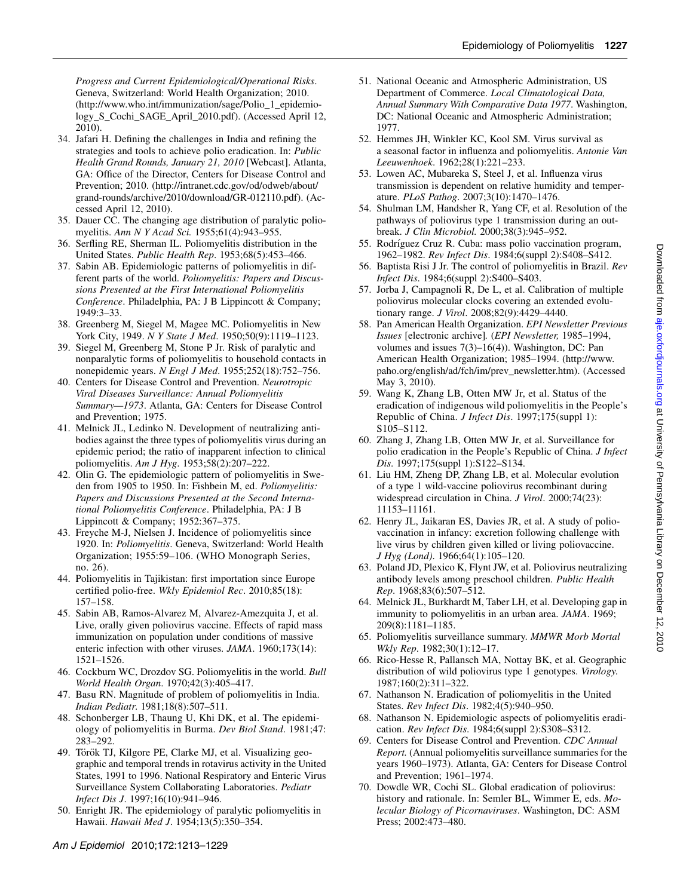*Progress and Current Epidemiological/Operational Risks*. Geneva, Switzerland: World Health Organization; 2010. (http://www.who.int/immunization/sage/Polio_1_epidemiology_S_Cochi_SAGE_April_2010.pdf). (Accessed April 12, 2010).

34. Jafari H. Defining the challenges in India and refining the strategies and tools to achieve polio eradication. In: *Public Health Grand Rounds, January 21, 2010* [Webcast]. Atlanta, GA: Office of the Director, Centers for Disease Control and Prevention; 2010. (http://intranet.cdc.gov/od/odweb/about/grand-rounds/archive/2010/download/GR-012110.pdf). (Accessed April 12, 2010).
35. Dauer CC. The changing age distribution of paralytic poliomyelitis. *Ann N Y Acad Sci.* 1955;61(4):943–955.
36. Serfling RE, Sherman IL. Poliomyelitis distribution in the United States. *Public Health Rep*. 1953;68(5):453–466.
37. Sabin AB. Epidemiologic patterns of poliomyelitis in different parts of the world. *Poliomyelitis: Papers and Discussions Presented at the First International Poliomyelitis Conference*. Philadelphia, PA: J B Lippincott & Company; 1949:3–33.
38. Greenberg M, Siegel M, Magee MC. Poliomyelitis in New York City, 1949. *N Y State J Med*. 1950;50(9):1119–1123.
39. Siegel M, Greenberg M, Stone P Jr. Risk of paralytic and nonparalytic forms of poliomyelitis to household contacts in nonepidemic years. *N Engl J Med*. 1955;252(18):752–756.
40. Centers for Disease Control and Prevention. *Neurotropic Viral Diseases Surveillance: Annual Poliomyelitis Summary—1973*. Atlanta, GA: Centers for Disease Control and Prevention; 1975.
41. Melnick JL, Ledinko N. Development of neutralizing antibodies against the three types of poliomyelitis virus during an epidemic period; the ratio of inapparent infection to clinical poliomyelitis. *Am J Hyg*. 1953;58(2):207–222.
42. Olin G. The epidemiologic pattern of poliomyelitis in Sweden from 1905 to 1950. In: Fishbein M, ed. *Poliomyelitis: Papers and Discussions Presented at the Second International Poliomyelitis Conference*. Philadelphia, PA: J B Lippincott & Company; 1952:367–375.
43. Freyche M-J, Nielsen J. Incidence of poliomyelitis since 1920. In: *Poliomyelitis*. Geneva, Switzerland: World Health Organization; 1955:59–106. (WHO Monograph Series, no. 26).
44. Poliomyelitis in Tajikistan: first importation since Europe certified polio-free. *Wkly Epidemiol Rec*. 2010;85(18): 157–158.
45. Sabin AB, Ramos-Alvarez M, Alvarez-Amezquita J, et al. Live, orally given poliovirus vaccine. Effects of rapid mass immunization on population under conditions of massive enteric infection with other viruses. *JAMA*. 1960;173(14): 1521–1526.
46. Cockburn WC, Drozdov SG. Poliomyelitis in the world. *Bull World Health Organ*. 1970;42(3):405–417.
47. Basu RN. Magnitude of problem of poliomyelitis in India. *Indian Pediatr.* 1981;18(8):507–511.
48. Schonberger LB, Thaung U, Khi DK, et al. The epidemiology of poliomyelitis in Burma. *Dev Biol Stand*. 1981;47: 283–292.
49. Török TJ, Kilgore PE, Clarke MJ, et al. Visualizing geographic and temporal trends in rotavirus activity in the United States, 1991 to 1996. National Respiratory and Enteric Virus Surveillance System Collaborating Laboratories. *Pediatr Infect Dis J*. 1997;16(10):941–946.
50. Enright JR. The epidemiology of paralytic poliomyelitis in Hawaii. *Hawaii Med J*. 1954;13(5):350–354.
51. National Oceanic and Atmospheric Administration, US Department of Commerce. *Local Climatological Data, Annual Summary With Comparative Data 1977*. Washington, DC: National Oceanic and Atmospheric Administration; 1977.
52. Hemmes JH, Winkler KC, Kool SM. Virus survival as a seasonal factor in influenza and poliomyelitis. *Antonie Van Leeuwenhoek*. 1962;28(1):221–233.
53. Lowen AC, Mubareka S, Steel J, et al. Influenza virus transmission is dependent on relative humidity and temperature. *PLoS Pathog*. 2007;3(10):1470–1476.
54. Shulman LM, Handsher R, Yang CF, et al. Resolution of the pathways of poliovirus type 1 transmission during an outbreak. *J Clin Microbiol.* 2000;38(3):945–952.
55. Rodríguez Cruz R. Cuba: mass polio vaccination program, 1962–1982. *Rev Infect Dis*. 1984;6(suppl 2):S408–S412.
56. Baptista Risi J Jr. The control of poliomyelitis in Brazil. *Rev Infect Dis*. 1984;6(suppl 2):S400–S403.
57. Jorba J, Campagnoli R, De L, et al. Calibration of multiple poliovirus molecular clocks covering an extended evolutionary range. *J Virol*. 2008;82(9):4429–4440.
58. Pan American Health Organization. *EPI Newsletter Previous Issues* [electronic archive]*.* (*EPI Newsletter,* 1985–1994, volumes and issues 7(3)–16(4)). Washington, DC: Pan American Health Organization; 1985–1994. (http://www.paho.org/english/ad/fch/im/prev_newsletter.htm). (Accessed May 3, 2010).
59. Wang K, Zhang LB, Otten MW Jr, et al. Status of the eradication of indigenous wild poliomyelitis in the People's Republic of China. *J Infect Dis*. 1997;175(suppl 1): S105–S112.
60. Zhang J, Zhang LB, Otten MW Jr, et al. Surveillance for polio eradication in the People's Republic of China. *J Infect Dis*. 1997;175(suppl 1):S122–S134.
61. Liu HM, Zheng DP, Zhang LB, et al. Molecular evolution of a type 1 wild-vaccine poliovirus recombinant during widespread circulation in China. *J Virol*. 2000;74(23): 11153–11161.
62. Henry JL, Jaikaran ES, Davies JR, et al. A study of poliovaccination in infancy: excretion following challenge with live virus by children given killed or living poliovaccine. *J Hyg (Lond)*. 1966;64(1):105–120.
63. Poland JD, Plexico K, Flynt JW, et al. Poliovirus neutralizing antibody levels among preschool children. *Public Health Rep*. 1968;83(6):507–512.
64. Melnick JL, Burkhardt M, Taber LH, et al. Developing gap in immunity to poliomyelitis in an urban area. *JAMA*. 1969; 209(8):1181–1185.
65. Poliomyelitis surveillance summary. *MMWR Morb Mortal Wkly Rep*. 1982;30(1):12–17.
66. Rico-Hesse R, Pallansch MA, Nottay BK, et al. Geographic distribution of wild poliovirus type 1 genotypes. *Virology.* 1987;160(2):311–322.
67. Nathanson N. Eradication of poliomyelitis in the United States. *Rev Infect Dis*. 1982;4(5):940–950.
68. Nathanson N. Epidemiologic aspects of poliomyelitis eradication. *Rev Infect Dis*. 1984;6(suppl 2):S308–S312.
69. Centers for Disease Control and Prevention. *CDC Annual Report.* (Annual poliomyelitis surveillance summaries for the years 1960–1973). Atlanta, GA: Centers for Disease Control and Prevention; 1961–1974.
70. Dowdle WR, Cochi SL. Global eradication of poliovirus: history and rationale. In: Semler BL, Wimmer E, eds. *Molecular Biology of Picornaviruses*. Washington, DC: ASM Press; 2002:473–480.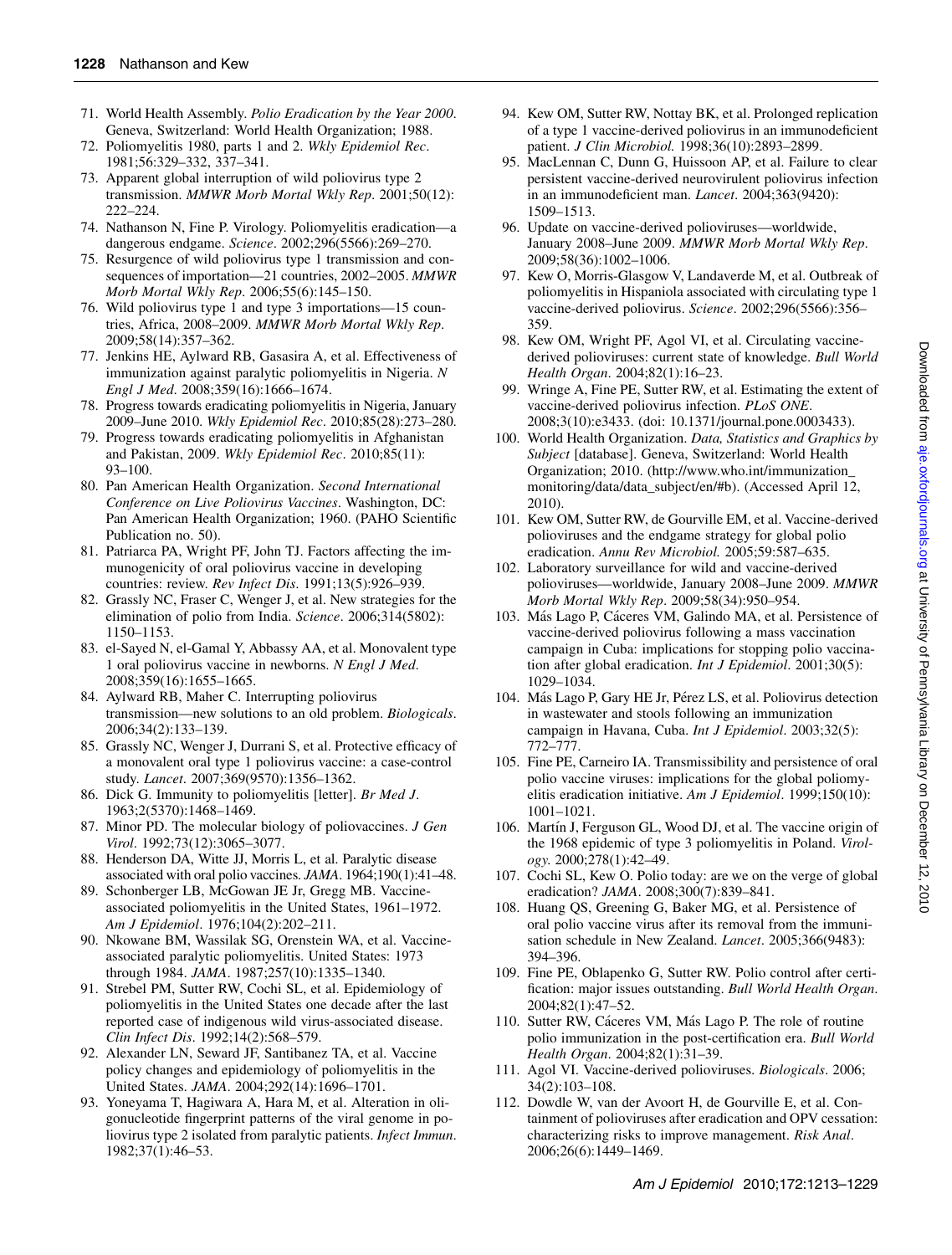71. World Health Assembly. *Polio Eradication by the Year 2000*. Geneva, Switzerland: World Health Organization; 1988.
72. Poliomyelitis 1980, parts 1 and 2. *Wkly Epidemiol Rec*. 1981;56:329–332, 337–341.
73. Apparent global interruption of wild poliovirus type 2 transmission. *MMWR Morb Mortal Wkly Rep*. 2001;50(12): 222–224.
74. Nathanson N, Fine P. Virology. Poliomyelitis eradication—a dangerous endgame. *Science*. 2002;296(5566):269–270.
75. Resurgence of wild poliovirus type 1 transmission and consequences of importation—21 countries, 2002–2005. *MMWR Morb Mortal Wkly Rep*. 2006;55(6):145–150.
76. Wild poliovirus type 1 and type 3 importations—15 countries, Africa, 2008–2009. *MMWR Morb Mortal Wkly Rep*. 2009;58(14):357–362.
77. Jenkins HE, Aylward RB, Gasasira A, et al. Effectiveness of immunization against paralytic poliomyelitis in Nigeria. *N Engl J Med*. 2008;359(16):1666–1674.
78. Progress towards eradicating poliomyelitis in Nigeria, January 2009–June 2010. *Wkly Epidemiol Rec*. 2010;85(28):273–280.
79. Progress towards eradicating poliomyelitis in Afghanistan and Pakistan, 2009. *Wkly Epidemiol Rec*. 2010;85(11): 93–100.
80. Pan American Health Organization. *Second International Conference on Live Poliovirus Vaccines*. Washington, DC: Pan American Health Organization; 1960. (PAHO Scientific Publication no. 50).
81. Patriarca PA, Wright PF, John TJ. Factors affecting the immunogenicity of oral poliovirus vaccine in developing countries: review. *Rev Infect Dis*. 1991;13(5):926–939.
82. Grassly NC, Fraser C, Wenger J, et al. New strategies for the elimination of polio from India. *Science*. 2006;314(5802): 1150–1153.
83. el-Sayed N, el-Gamal Y, Abbassy AA, et al. Monovalent type 1 oral poliovirus vaccine in newborns. *N Engl J Med*. 2008;359(16):1655–1665.
84. Aylward RB, Maher C. Interrupting poliovirus transmission—new solutions to an old problem. *Biologicals*. 2006;34(2):133–139.
85. Grassly NC, Wenger J, Durrani S, et al. Protective efficacy of a monovalent oral type 1 poliovirus vaccine: a case-control study. *Lancet*. 2007;369(9570):1356–1362.
86. Dick G. Immunity to poliomyelitis [letter]. *Br Med J*. 1963;2(5370):1468–1469.
87. Minor PD. The molecular biology of poliovaccines. *J Gen Virol*. 1992;73(12):3065–3077.
88. Henderson DA, Witte JJ, Morris L, et al. Paralytic disease associated with oral polio vaccines. *JAMA*. 1964;190(1):41–48.
89. Schonberger LB, McGowan JE Jr, Gregg MB. Vaccine-associated poliomyelitis in the United States, 1961–1972. *Am J Epidemiol*. 1976;104(2):202–211.
90. Nkowane BM, Wassilak SG, Orenstein WA, et al. Vaccine-associated paralytic poliomyelitis. United States: 1973 through 1984. *JAMA*. 1987;257(10):1335–1340.
91. Strebel PM, Sutter RW, Cochi SL, et al. Epidemiology of poliomyelitis in the United States one decade after the last reported case of indigenous wild virus-associated disease. *Clin Infect Dis*. 1992;14(2):568–579.
92. Alexander LN, Seward JF, Santibanez TA, et al. Vaccine policy changes and epidemiology of poliomyelitis in the United States. *JAMA*. 2004;292(14):1696–1701.
93. Yoneyama T, Hagiwara A, Hara M, et al. Alteration in oligonucleotide fingerprint patterns of the viral genome in poliovirus type 2 isolated from paralytic patients. *Infect Immun*. 1982;37(1):46–53.
94. Kew OM, Sutter RW, Nottay BK, et al. Prolonged replication of a type 1 vaccine-derived poliovirus in an immunodeficient patient. *J Clin Microbiol.* 1998;36(10):2893–2899.
95. MacLennan C, Dunn G, Huissoon AP, et al. Failure to clear persistent vaccine-derived neurovirulent poliovirus infection in an immunodeficient man. *Lancet*. 2004;363(9420): 1509–1513.
96. Update on vaccine-derived polioviruses—worldwide, January 2008–June 2009. *MMWR Morb Mortal Wkly Rep*. 2009;58(36):1002–1006.
97. Kew O, Morris-Glasgow V, Landaverde M, et al. Outbreak of poliomyelitis in Hispaniola associated with circulating type 1 vaccine-derived poliovirus. *Science*. 2002;296(5566):356–359.
98. Kew OM, Wright PF, Agol VI, et al. Circulating vaccine-derived polioviruses: current state of knowledge. *Bull World Health Organ*. 2004;82(1):16–23.
99. Wringe A, Fine PE, Sutter RW, et al. Estimating the extent of vaccine-derived poliovirus infection. *PLoS ONE*. 2008;3(10):e3433. (doi: 10.1371/journal.pone.0003433).
100. World Health Organization. *Data, Statistics and Graphics by Subject* [database]. Geneva, Switzerland: World Health Organization; 2010. (http://www.who.int/immunization_monitoring/data/data_subject/en/#b). (Accessed April 12, 2010).
101. Kew OM, Sutter RW, de Gourville EM, et al. Vaccine-derived polioviruses and the endgame strategy for global polio eradication. *Annu Rev Microbiol.* 2005;59:587–635.
102. Laboratory surveillance for wild and vaccine-derived polioviruses—worldwide, January 2008–June 2009. *MMWR Morb Mortal Wkly Rep*. 2009;58(34):950–954.
103. Más Lago P, Cáceres VM, Galindo MA, et al. Persistence of vaccine-derived poliovirus following a mass vaccination campaign in Cuba: implications for stopping polio vaccination after global eradication. *Int J Epidemiol*. 2001;30(5): 1029–1034.
104. Más Lago P, Gary HE Jr, Pérez LS, et al. Poliovirus detection in wastewater and stools following an immunization campaign in Havana, Cuba. *Int J Epidemiol*. 2003;32(5): 772–777.
105. Fine PE, Carneiro IA. Transmissibility and persistence of oral polio vaccine viruses: implications for the global poliomyelitis eradication initiative. *Am J Epidemiol*. 1999;150(10): 1001–1021.
106. Martín J, Ferguson GL, Wood DJ, et al. The vaccine origin of the 1968 epidemic of type 3 poliomyelitis in Poland. *Virology.* 2000;278(1):42–49.
107. Cochi SL, Kew O. Polio today: are we on the verge of global eradication? *JAMA*. 2008;300(7):839–841.
108. Huang QS, Greening G, Baker MG, et al. Persistence of oral polio vaccine virus after its removal from the immunisation schedule in New Zealand. *Lancet*. 2005;366(9483): 394–396.
109. Fine PE, Oblapenko G, Sutter RW. Polio control after certification: major issues outstanding. *Bull World Health Organ*. 2004;82(1):47–52.
110. Sutter RW, Cáceres VM, Más Lago P. The role of routine polio immunization in the post-certification era. *Bull World Health Organ*. 2004;82(1):31–39.
111. Agol VI. Vaccine-derived polioviruses. *Biologicals*. 2006; 34(2):103–108.
112. Dowdle W, van der Avoort H, de Gourville E, et al. Containment of polioviruses after eradication and OPV cessation: characterizing risks to improve management. *Risk Anal*. 2006;26(6):1449–1469.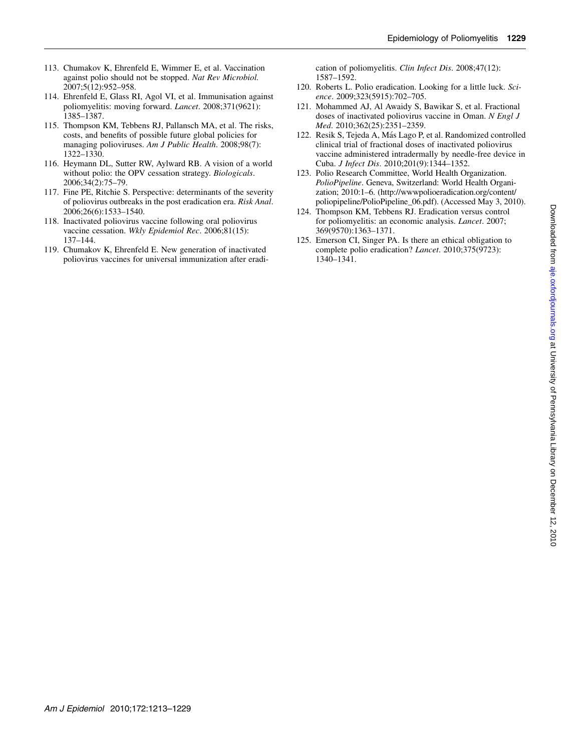113. Chumakov K, Ehrenfeld E, Wimmer E, et al. Vaccination against polio should not be stopped. *Nat Rev Microbiol.* 2007;5(12):952–958.
114. Ehrenfeld E, Glass RI, Agol VI, et al. Immunisation against poliomyelitis: moving forward. *Lancet*. 2008;371(9621): 1385–1387.
115. Thompson KM, Tebbens RJ, Pallansch MA, et al. The risks, costs, and benefits of possible future global policies for managing polioviruses. *Am J Public Health*. 2008;98(7): 1322–1330.
116. Heymann DL, Sutter RW, Aylward RB. A vision of a world without polio: the OPV cessation strategy. *Biologicals*. 2006;34(2):75–79.
117. Fine PE, Ritchie S. Perspective: determinants of the severity of poliovirus outbreaks in the post eradication era. *Risk Anal*. 2006;26(6):1533–1540.
118. Inactivated poliovirus vaccine following oral poliovirus vaccine cessation. *Wkly Epidemiol Rec*. 2006;81(15): 137–144.
119. Chumakov K, Ehrenfeld E. New generation of inactivated poliovirus vaccines for universal immunization after eradication of poliomyelitis. *Clin Infect Dis*. 2008;47(12): 1587–1592.
120. Roberts L. Polio eradication. Looking for a little luck. *Science*. 2009;323(5915):702–705.
121. Mohammed AJ, Al Awaidy S, Bawikar S, et al. Fractional doses of inactivated poliovirus vaccine in Oman. *N Engl J Med*. 2010;362(25):2351–2359.
122. Resik S, Tejeda A, Más Lago P, et al. Randomized controlled clinical trial of fractional doses of inactivated poliovirus vaccine administered intradermally by needle-free device in Cuba. *J Infect Dis*. 2010;201(9):1344–1352.
123. Polio Research Committee, World Health Organization. *PolioPipeline*. Geneva, Switzerland: World Health Organization; 2010:1–6. (http://wwwpolioeradication.org/content/poliopipeline/PolioPipeline_06.pdf). (Accessed May 3, 2010).
124. Thompson KM, Tebbens RJ. Eradication versus control for poliomyelitis: an economic analysis. *Lancet*. 2007; 369(9570):1363–1371.
125. Emerson CI, Singer PA. Is there an ethical obligation to complete polio eradication? *Lancet*. 2010;375(9723): 1340–1341.